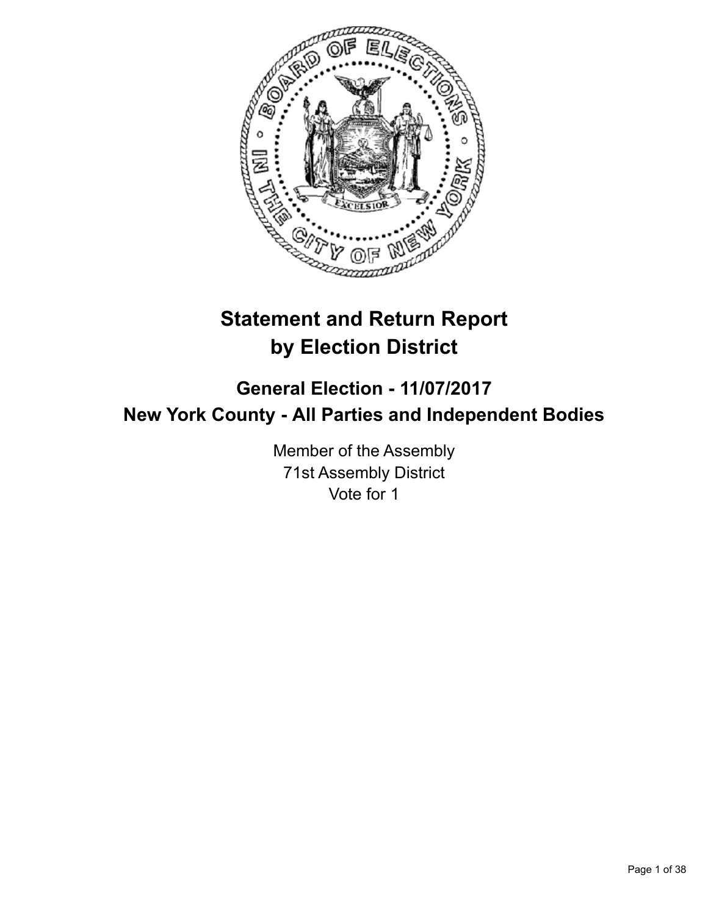# Statement and Return Report by Election District

## General Election - 11/07/2017
## New York County - All Parties and Independent Bodies

Member of the Assembly
71st Assembly District
Vote for 1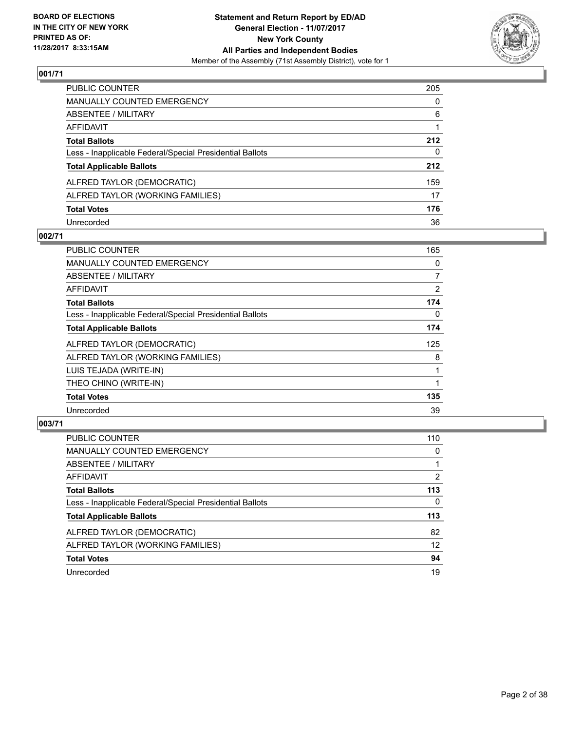**BOARD OF ELECTIONS IN THE CITY OF NEW YORK PRINTED AS OF: 11/28/2017 8:33:15AM**

**Statement and Return Report by ED/AD**
**General Election - 11/07/2017**
**New York County**
**All Parties and Independent Bodies**
Member of the Assembly (71st Assembly District), vote for 1

## 001/71

| | |
|---|---|
| PUBLIC COUNTER | 205 |
| MANUALLY COUNTED EMERGENCY | 0 |
| ABSENTEE / MILITARY | 6 |
| AFFIDAVIT | 1 |
| **Total Ballots** | **212** |
| Less - Inapplicable Federal/Special Presidential Ballots | 0 |
| **Total Applicable Ballots** | **212** |
| ALFRED TAYLOR (DEMOCRATIC) | 159 |
| ALFRED TAYLOR (WORKING FAMILIES) | 17 |
| **Total Votes** | **176** |
| Unrecorded | 36 |

## 002/71

| | |
|---|---|
| PUBLIC COUNTER | 165 |
| MANUALLY COUNTED EMERGENCY | 0 |
| ABSENTEE / MILITARY | 7 |
| AFFIDAVIT | 2 |
| **Total Ballots** | **174** |
| Less - Inapplicable Federal/Special Presidential Ballots | 0 |
| **Total Applicable Ballots** | **174** |
| ALFRED TAYLOR (DEMOCRATIC) | 125 |
| ALFRED TAYLOR (WORKING FAMILIES) | 8 |
| LUIS TEJADA (WRITE-IN) | 1 |
| THEO CHINO (WRITE-IN) | 1 |
| **Total Votes** | **135** |
| Unrecorded | 39 |

## 003/71

| | |
|---|---|
| PUBLIC COUNTER | 110 |
| MANUALLY COUNTED EMERGENCY | 0 |
| ABSENTEE / MILITARY | 1 |
| AFFIDAVIT | 2 |
| **Total Ballots** | **113** |
| Less - Inapplicable Federal/Special Presidential Ballots | 0 |
| **Total Applicable Ballots** | **113** |
| ALFRED TAYLOR (DEMOCRATIC) | 82 |
| ALFRED TAYLOR (WORKING FAMILIES) | 12 |
| **Total Votes** | **94** |
| Unrecorded | 19 |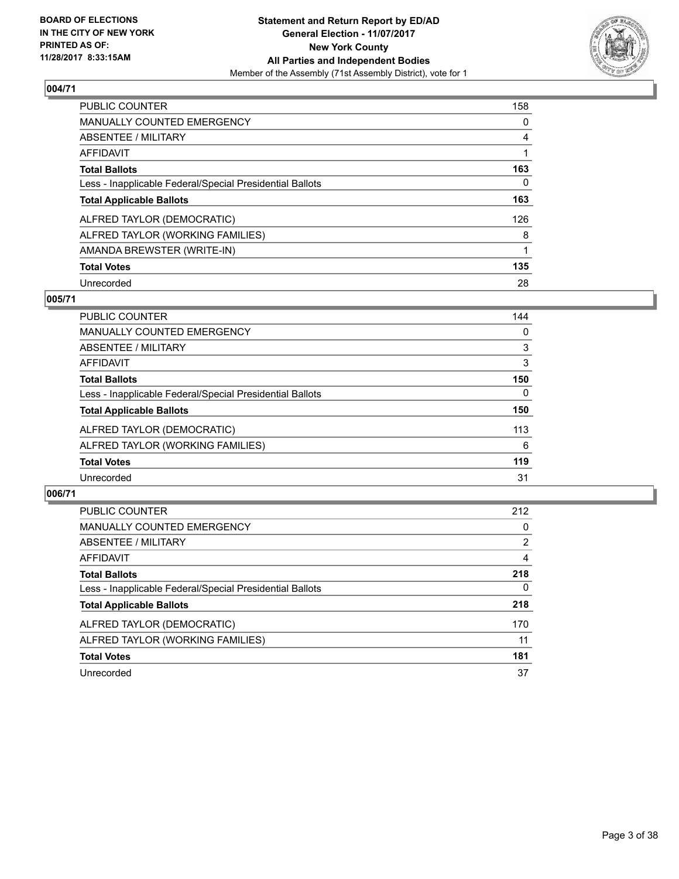**BOARD OF ELECTIONS IN THE CITY OF NEW YORK PRINTED AS OF: 11/28/2017 8:33:15AM**

**Statement and Return Report by ED/AD General Election - 11/07/2017 New York County All Parties and Independent Bodies**
Member of the Assembly (71st Assembly District), vote for 1

## 004/71

| | |
|---|---|
| PUBLIC COUNTER | 158 |
| MANUALLY COUNTED EMERGENCY | 0 |
| ABSENTEE / MILITARY | 4 |
| AFFIDAVIT | 1 |
| **Total Ballots** | **163** |
| Less - Inapplicable Federal/Special Presidential Ballots | 0 |
| **Total Applicable Ballots** | **163** |
| ALFRED TAYLOR (DEMOCRATIC) | 126 |
| ALFRED TAYLOR (WORKING FAMILIES) | 8 |
| AMANDA BREWSTER (WRITE-IN) | 1 |
| **Total Votes** | **135** |
| Unrecorded | 28 |

## 005/71

| | |
|---|---|
| PUBLIC COUNTER | 144 |
| MANUALLY COUNTED EMERGENCY | 0 |
| ABSENTEE / MILITARY | 3 |
| AFFIDAVIT | 3 |
| **Total Ballots** | **150** |
| Less - Inapplicable Federal/Special Presidential Ballots | 0 |
| **Total Applicable Ballots** | **150** |
| ALFRED TAYLOR (DEMOCRATIC) | 113 |
| ALFRED TAYLOR (WORKING FAMILIES) | 6 |
| **Total Votes** | **119** |
| Unrecorded | 31 |

## 006/71

| | |
|---|---|
| PUBLIC COUNTER | 212 |
| MANUALLY COUNTED EMERGENCY | 0 |
| ABSENTEE / MILITARY | 2 |
| AFFIDAVIT | 4 |
| **Total Ballots** | **218** |
| Less - Inapplicable Federal/Special Presidential Ballots | 0 |
| **Total Applicable Ballots** | **218** |
| ALFRED TAYLOR (DEMOCRATIC) | 170 |
| ALFRED TAYLOR (WORKING FAMILIES) | 11 |
| **Total Votes** | **181** |
| Unrecorded | 37 |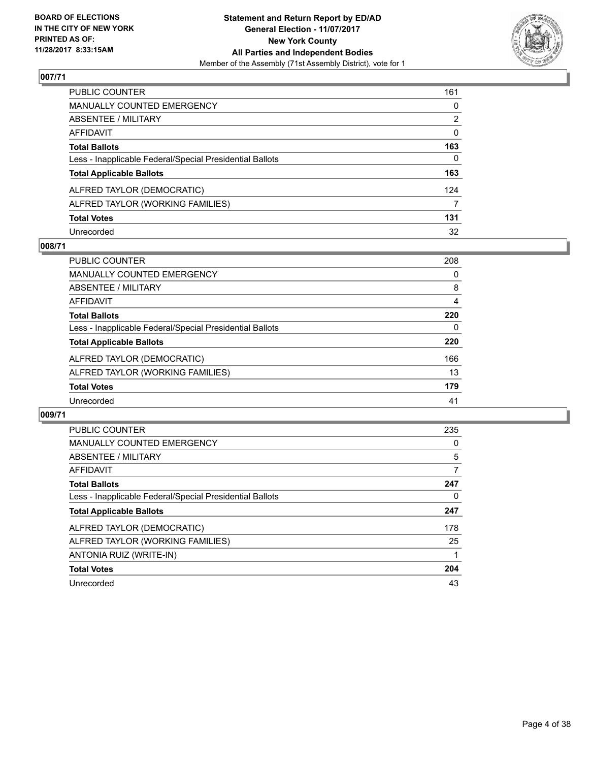**BOARD OF ELECTIONS IN THE CITY OF NEW YORK PRINTED AS OF: 11/28/2017 8:33:15AM**

**Statement and Return Report by ED/AD General Election - 11/07/2017 New York County All Parties and Independent Bodies**
Member of the Assembly (71st Assembly District), vote for 1

## 007/71

| | |
|---|---|
| PUBLIC COUNTER | 161 |
| MANUALLY COUNTED EMERGENCY | 0 |
| ABSENTEE / MILITARY | 2 |
| AFFIDAVIT | 0 |
| **Total Ballots** | **163** |
| Less - Inapplicable Federal/Special Presidential Ballots | 0 |
| **Total Applicable Ballots** | **163** |
| ALFRED TAYLOR (DEMOCRATIC) | 124 |
| ALFRED TAYLOR (WORKING FAMILIES) | 7 |
| **Total Votes** | **131** |
| Unrecorded | 32 |

## 008/71

| | |
|---|---|
| PUBLIC COUNTER | 208 |
| MANUALLY COUNTED EMERGENCY | 0 |
| ABSENTEE / MILITARY | 8 |
| AFFIDAVIT | 4 |
| **Total Ballots** | **220** |
| Less - Inapplicable Federal/Special Presidential Ballots | 0 |
| **Total Applicable Ballots** | **220** |
| ALFRED TAYLOR (DEMOCRATIC) | 166 |
| ALFRED TAYLOR (WORKING FAMILIES) | 13 |
| **Total Votes** | **179** |
| Unrecorded | 41 |

## 009/71

| | |
|---|---|
| PUBLIC COUNTER | 235 |
| MANUALLY COUNTED EMERGENCY | 0 |
| ABSENTEE / MILITARY | 5 |
| AFFIDAVIT | 7 |
| **Total Ballots** | **247** |
| Less - Inapplicable Federal/Special Presidential Ballots | 0 |
| **Total Applicable Ballots** | **247** |
| ALFRED TAYLOR (DEMOCRATIC) | 178 |
| ALFRED TAYLOR (WORKING FAMILIES) | 25 |
| ANTONIA RUIZ (WRITE-IN) | 1 |
| **Total Votes** | **204** |
| Unrecorded | 43 |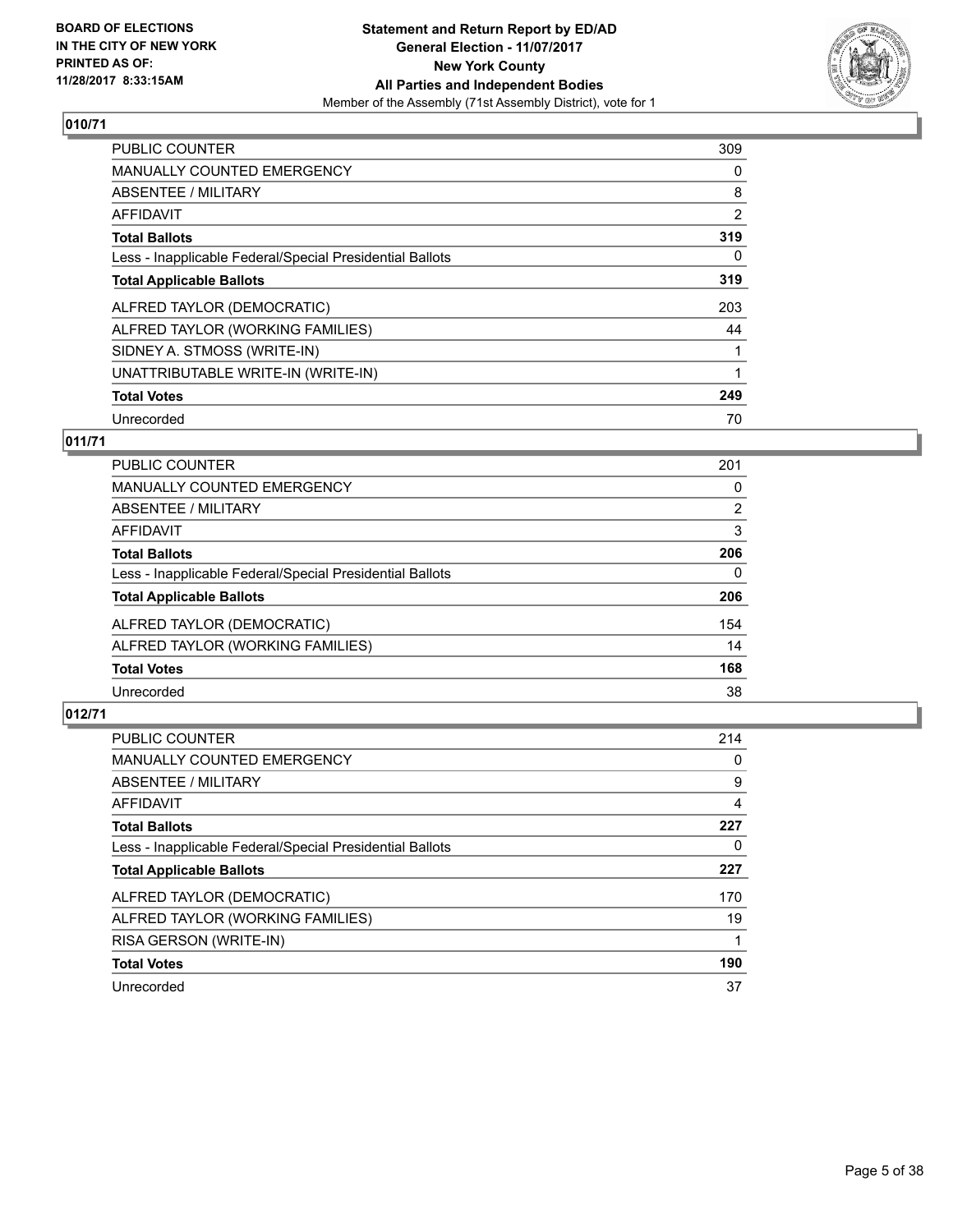BOARD OF ELECTIONS
IN THE CITY OF NEW YORK
PRINTED AS OF:
11/28/2017 8:33:15AM

**Statement and Return Report by ED/AD**
**General Election - 11/07/2017**
**New York County**
**All Parties and Independent Bodies**
Member of the Assembly (71st Assembly District), vote for 1

## 010/71

| | |
|---|---|
| PUBLIC COUNTER | 309 |
| MANUALLY COUNTED EMERGENCY | 0 |
| ABSENTEE / MILITARY | 8 |
| AFFIDAVIT | 2 |
| **Total Ballots** | **319** |
| Less - Inapplicable Federal/Special Presidential Ballots | 0 |
| **Total Applicable Ballots** | **319** |
| ALFRED TAYLOR (DEMOCRATIC) | 203 |
| ALFRED TAYLOR (WORKING FAMILIES) | 44 |
| SIDNEY A. STMOSS (WRITE-IN) | 1 |
| UNATTRIBUTABLE WRITE-IN (WRITE-IN) | 1 |
| **Total Votes** | **249** |
| Unrecorded | 70 |

## 011/71

| | |
|---|---|
| PUBLIC COUNTER | 201 |
| MANUALLY COUNTED EMERGENCY | 0 |
| ABSENTEE / MILITARY | 2 |
| AFFIDAVIT | 3 |
| **Total Ballots** | **206** |
| Less - Inapplicable Federal/Special Presidential Ballots | 0 |
| **Total Applicable Ballots** | **206** |
| ALFRED TAYLOR (DEMOCRATIC) | 154 |
| ALFRED TAYLOR (WORKING FAMILIES) | 14 |
| **Total Votes** | **168** |
| Unrecorded | 38 |

## 012/71

| | |
|---|---|
| PUBLIC COUNTER | 214 |
| MANUALLY COUNTED EMERGENCY | 0 |
| ABSENTEE / MILITARY | 9 |
| AFFIDAVIT | 4 |
| **Total Ballots** | **227** |
| Less - Inapplicable Federal/Special Presidential Ballots | 0 |
| **Total Applicable Ballots** | **227** |
| ALFRED TAYLOR (DEMOCRATIC) | 170 |
| ALFRED TAYLOR (WORKING FAMILIES) | 19 |
| RISA GERSON (WRITE-IN) | 1 |
| **Total Votes** | **190** |
| Unrecorded | 37 |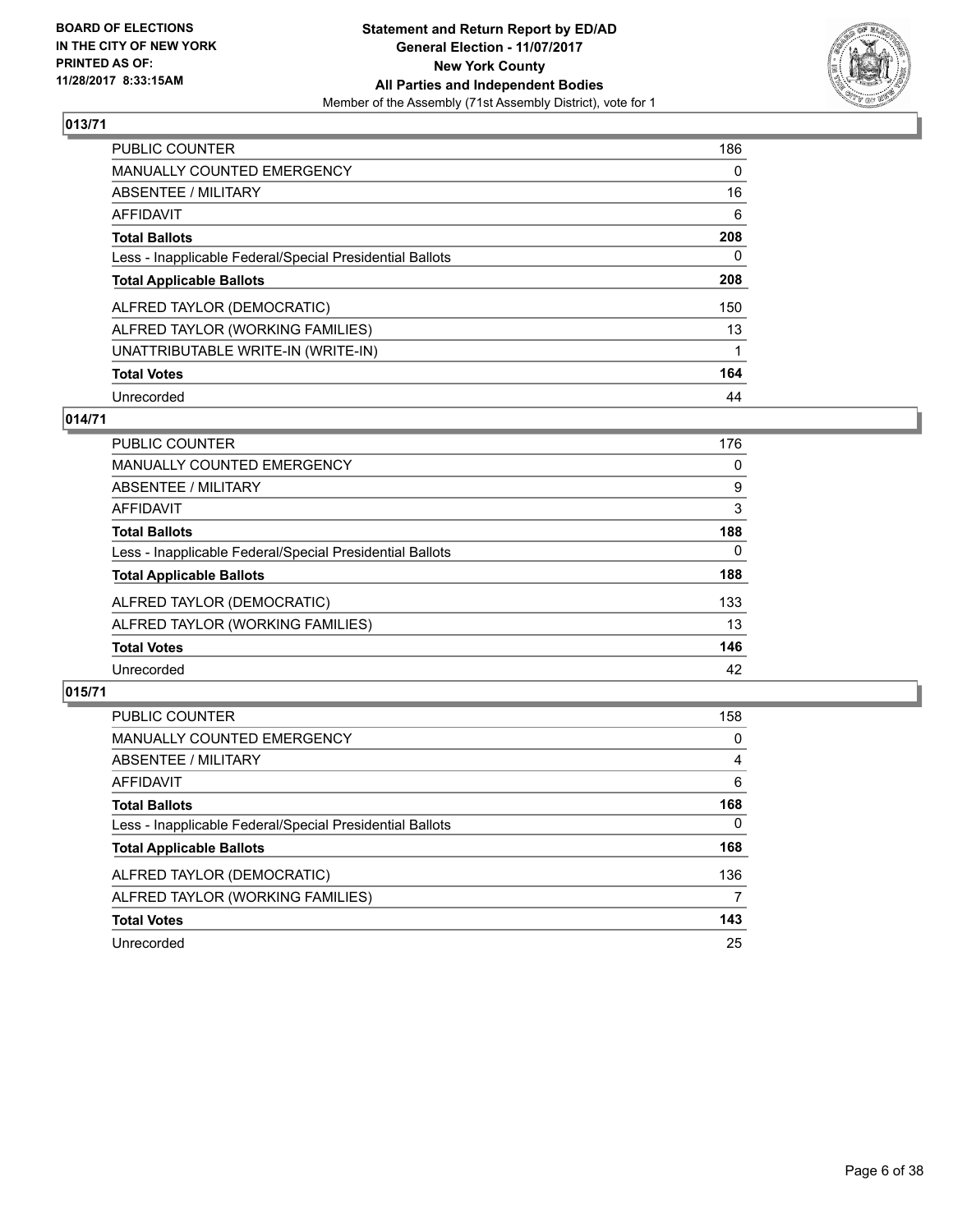**Statement and Return Report by ED/AD**
**General Election - 11/07/2017**
**New York County**
**All Parties and Independent Bodies**
Member of the Assembly (71st Assembly District), vote for 1

BOARD OF ELECTIONS
IN THE CITY OF NEW YORK
PRINTED AS OF:
11/28/2017 8:33:15AM

## 013/71

| | |
|---|---|
| PUBLIC COUNTER | 186 |
| MANUALLY COUNTED EMERGENCY | 0 |
| ABSENTEE / MILITARY | 16 |
| AFFIDAVIT | 6 |
| **Total Ballots** | **208** |
| Less - Inapplicable Federal/Special Presidential Ballots | 0 |
| **Total Applicable Ballots** | **208** |
| ALFRED TAYLOR (DEMOCRATIC) | 150 |
| ALFRED TAYLOR (WORKING FAMILIES) | 13 |
| UNATTRIBUTABLE WRITE-IN (WRITE-IN) | 1 |
| **Total Votes** | **164** |
| Unrecorded | 44 |

## 014/71

| | |
|---|---|
| PUBLIC COUNTER | 176 |
| MANUALLY COUNTED EMERGENCY | 0 |
| ABSENTEE / MILITARY | 9 |
| AFFIDAVIT | 3 |
| **Total Ballots** | **188** |
| Less - Inapplicable Federal/Special Presidential Ballots | 0 |
| **Total Applicable Ballots** | **188** |
| ALFRED TAYLOR (DEMOCRATIC) | 133 |
| ALFRED TAYLOR (WORKING FAMILIES) | 13 |
| **Total Votes** | **146** |
| Unrecorded | 42 |

## 015/71

| | |
|---|---|
| PUBLIC COUNTER | 158 |
| MANUALLY COUNTED EMERGENCY | 0 |
| ABSENTEE / MILITARY | 4 |
| AFFIDAVIT | 6 |
| **Total Ballots** | **168** |
| Less - Inapplicable Federal/Special Presidential Ballots | 0 |
| **Total Applicable Ballots** | **168** |
| ALFRED TAYLOR (DEMOCRATIC) | 136 |
| ALFRED TAYLOR (WORKING FAMILIES) | 7 |
| **Total Votes** | **143** |
| Unrecorded | 25 |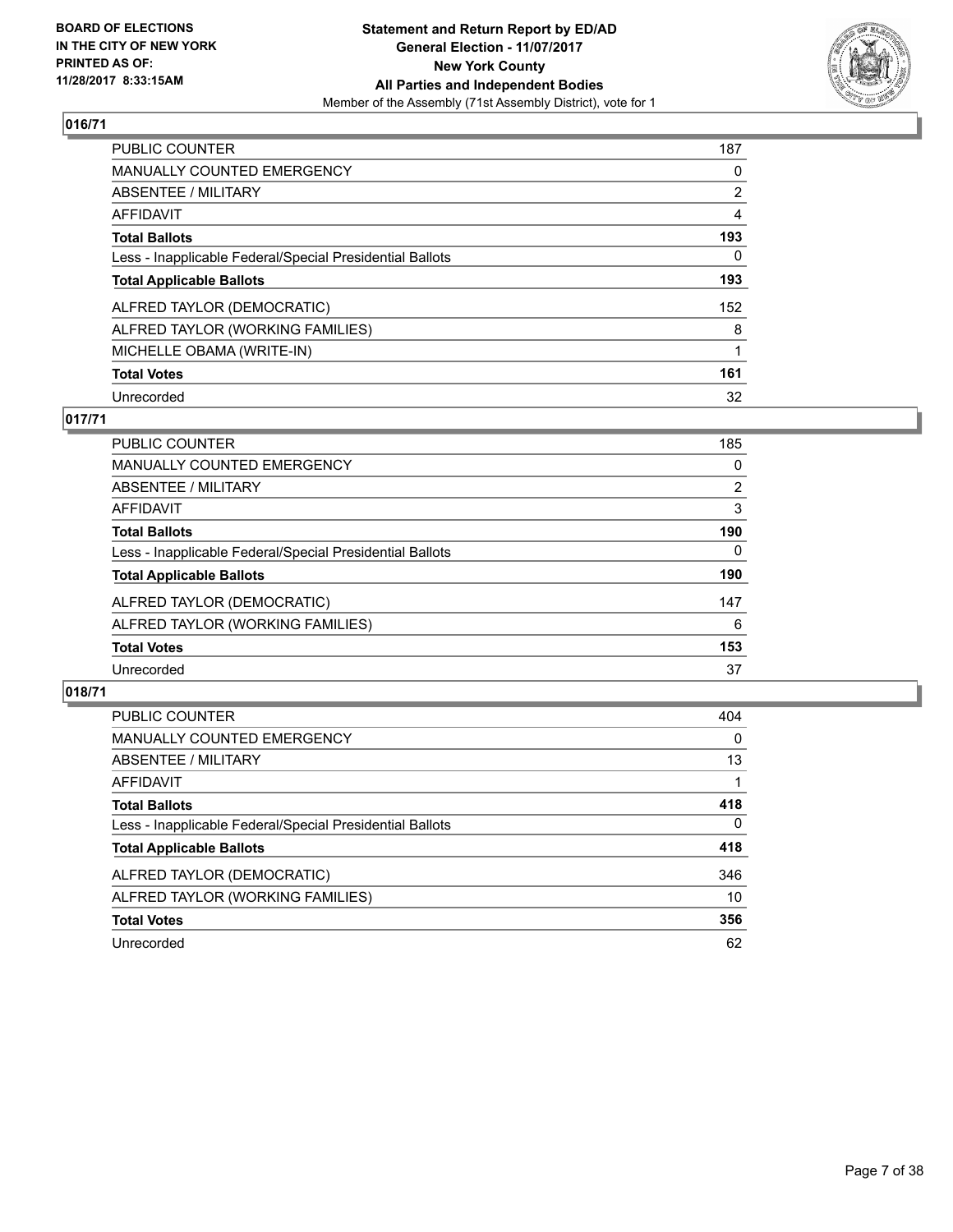**BOARD OF ELECTIONS IN THE CITY OF NEW YORK PRINTED AS OF: 11/28/2017 8:33:15AM**

**Statement and Return Report by ED/AD**
**General Election - 11/07/2017**
**New York County**
**All Parties and Independent Bodies**
Member of the Assembly (71st Assembly District), vote for 1

## 016/71

| | |
|---|---|
| PUBLIC COUNTER | 187 |
| MANUALLY COUNTED EMERGENCY | 0 |
| ABSENTEE / MILITARY | 2 |
| AFFIDAVIT | 4 |
| **Total Ballots** | **193** |
| Less - Inapplicable Federal/Special Presidential Ballots | 0 |
| **Total Applicable Ballots** | **193** |
| ALFRED TAYLOR (DEMOCRATIC) | 152 |
| ALFRED TAYLOR (WORKING FAMILIES) | 8 |
| MICHELLE OBAMA (WRITE-IN) | 1 |
| **Total Votes** | **161** |
| Unrecorded | 32 |

## 017/71

| | |
|---|---|
| PUBLIC COUNTER | 185 |
| MANUALLY COUNTED EMERGENCY | 0 |
| ABSENTEE / MILITARY | 2 |
| AFFIDAVIT | 3 |
| **Total Ballots** | **190** |
| Less - Inapplicable Federal/Special Presidential Ballots | 0 |
| **Total Applicable Ballots** | **190** |
| ALFRED TAYLOR (DEMOCRATIC) | 147 |
| ALFRED TAYLOR (WORKING FAMILIES) | 6 |
| **Total Votes** | **153** |
| Unrecorded | 37 |

## 018/71

| | |
|---|---|
| PUBLIC COUNTER | 404 |
| MANUALLY COUNTED EMERGENCY | 0 |
| ABSENTEE / MILITARY | 13 |
| AFFIDAVIT | 1 |
| **Total Ballots** | **418** |
| Less - Inapplicable Federal/Special Presidential Ballots | 0 |
| **Total Applicable Ballots** | **418** |
| ALFRED TAYLOR (DEMOCRATIC) | 346 |
| ALFRED TAYLOR (WORKING FAMILIES) | 10 |
| **Total Votes** | **356** |
| Unrecorded | 62 |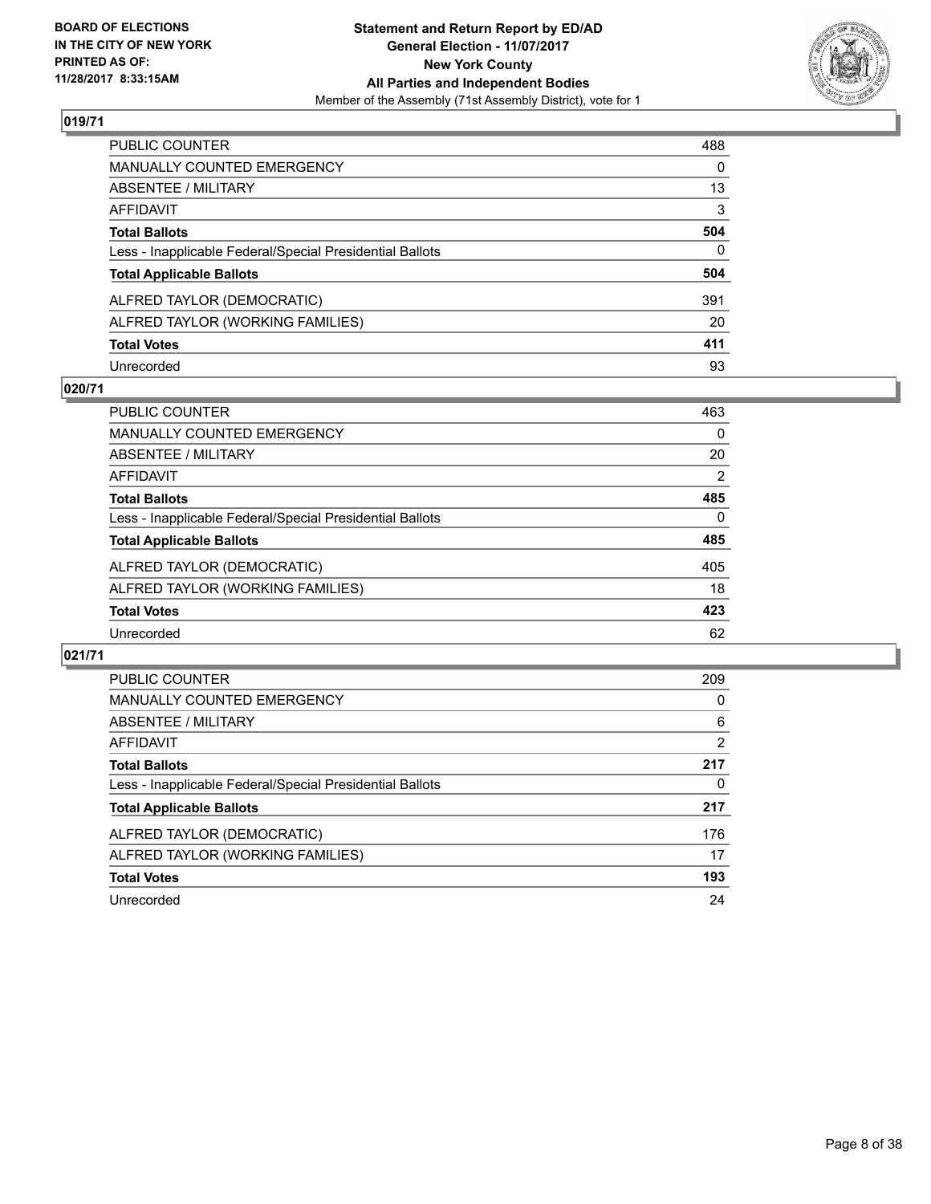BOARD OF ELECTIONS
IN THE CITY OF NEW YORK
PRINTED AS OF:
11/28/2017 8:33:15AM

**Statement and Return Report by ED/AD**
**General Election - 11/07/2017**
**New York County**
**All Parties and Independent Bodies**
Member of the Assembly (71st Assembly District), vote for 1

## 019/71

| | |
|---|---|
| PUBLIC COUNTER | 488 |
| MANUALLY COUNTED EMERGENCY | 0 |
| ABSENTEE / MILITARY | 13 |
| AFFIDAVIT | 3 |
| **Total Ballots** | **504** |
| Less - Inapplicable Federal/Special Presidential Ballots | 0 |
| **Total Applicable Ballots** | **504** |
| ALFRED TAYLOR (DEMOCRATIC) | 391 |
| ALFRED TAYLOR (WORKING FAMILIES) | 20 |
| **Total Votes** | **411** |
| Unrecorded | 93 |

## 020/71

| | |
|---|---|
| PUBLIC COUNTER | 463 |
| MANUALLY COUNTED EMERGENCY | 0 |
| ABSENTEE / MILITARY | 20 |
| AFFIDAVIT | 2 |
| **Total Ballots** | **485** |
| Less - Inapplicable Federal/Special Presidential Ballots | 0 |
| **Total Applicable Ballots** | **485** |
| ALFRED TAYLOR (DEMOCRATIC) | 405 |
| ALFRED TAYLOR (WORKING FAMILIES) | 18 |
| **Total Votes** | **423** |
| Unrecorded | 62 |

## 021/71

| | |
|---|---|
| PUBLIC COUNTER | 209 |
| MANUALLY COUNTED EMERGENCY | 0 |
| ABSENTEE / MILITARY | 6 |
| AFFIDAVIT | 2 |
| **Total Ballots** | **217** |
| Less - Inapplicable Federal/Special Presidential Ballots | 0 |
| **Total Applicable Ballots** | **217** |
| ALFRED TAYLOR (DEMOCRATIC) | 176 |
| ALFRED TAYLOR (WORKING FAMILIES) | 17 |
| **Total Votes** | **193** |
| Unrecorded | 24 |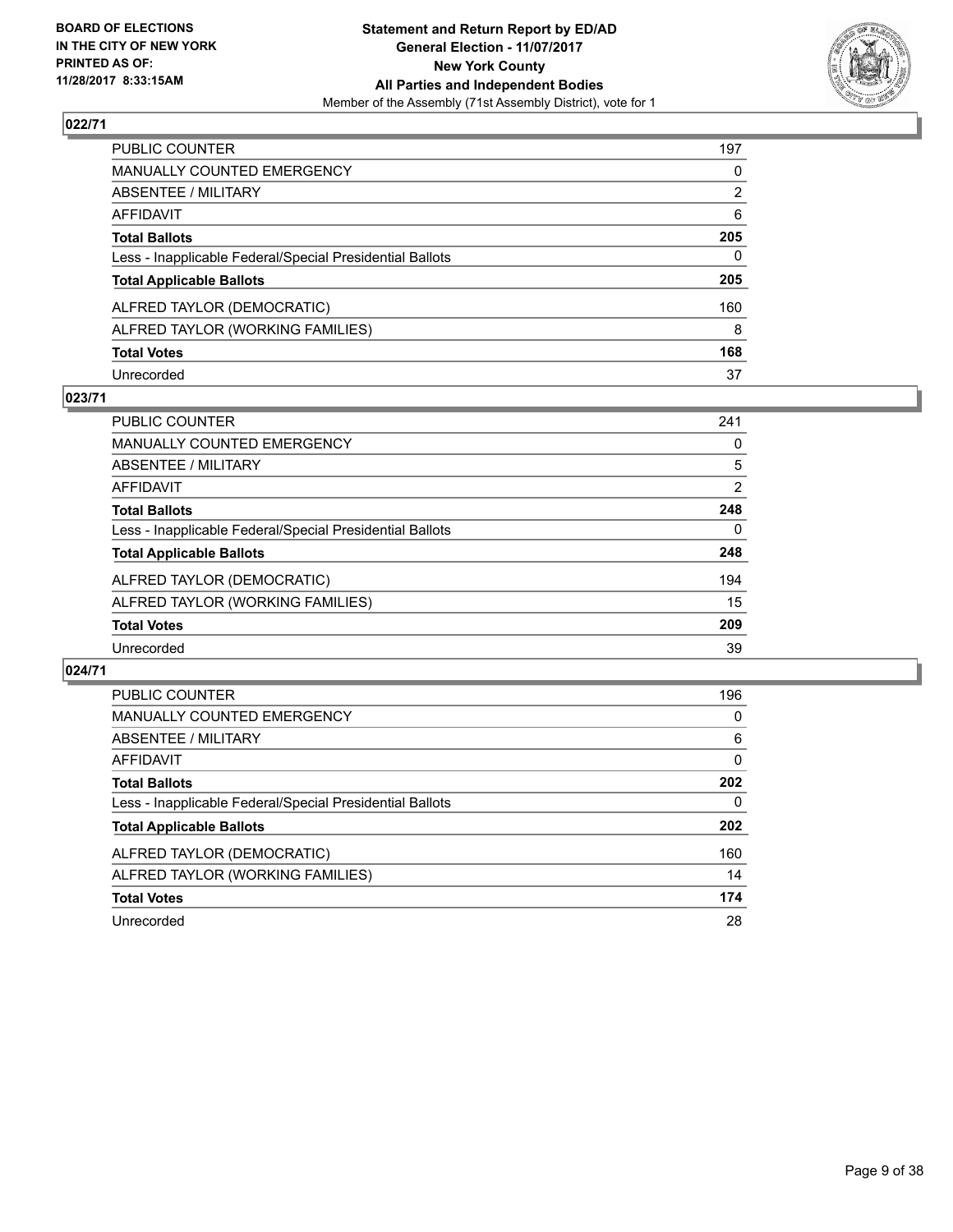**Statement and Return Report by ED/AD**
**General Election - 11/07/2017**
**New York County**
**All Parties and Independent Bodies**
Member of the Assembly (71st Assembly District), vote for 1

BOARD OF ELECTIONS
IN THE CITY OF NEW YORK
PRINTED AS OF:
11/28/2017 8:33:15AM

## 022/71

| | |
|---|---|
| PUBLIC COUNTER | 197 |
| MANUALLY COUNTED EMERGENCY | 0 |
| ABSENTEE / MILITARY | 2 |
| AFFIDAVIT | 6 |
| **Total Ballots** | **205** |
| Less - Inapplicable Federal/Special Presidential Ballots | 0 |
| **Total Applicable Ballots** | **205** |
| ALFRED TAYLOR (DEMOCRATIC) | 160 |
| ALFRED TAYLOR (WORKING FAMILIES) | 8 |
| **Total Votes** | **168** |
| Unrecorded | 37 |

## 023/71

| | |
|---|---|
| PUBLIC COUNTER | 241 |
| MANUALLY COUNTED EMERGENCY | 0 |
| ABSENTEE / MILITARY | 5 |
| AFFIDAVIT | 2 |
| **Total Ballots** | **248** |
| Less - Inapplicable Federal/Special Presidential Ballots | 0 |
| **Total Applicable Ballots** | **248** |
| ALFRED TAYLOR (DEMOCRATIC) | 194 |
| ALFRED TAYLOR (WORKING FAMILIES) | 15 |
| **Total Votes** | **209** |
| Unrecorded | 39 |

## 024/71

| | |
|---|---|
| PUBLIC COUNTER | 196 |
| MANUALLY COUNTED EMERGENCY | 0 |
| ABSENTEE / MILITARY | 6 |
| AFFIDAVIT | 0 |
| **Total Ballots** | **202** |
| Less - Inapplicable Federal/Special Presidential Ballots | 0 |
| **Total Applicable Ballots** | **202** |
| ALFRED TAYLOR (DEMOCRATIC) | 160 |
| ALFRED TAYLOR (WORKING FAMILIES) | 14 |
| **Total Votes** | **174** |
| Unrecorded | 28 |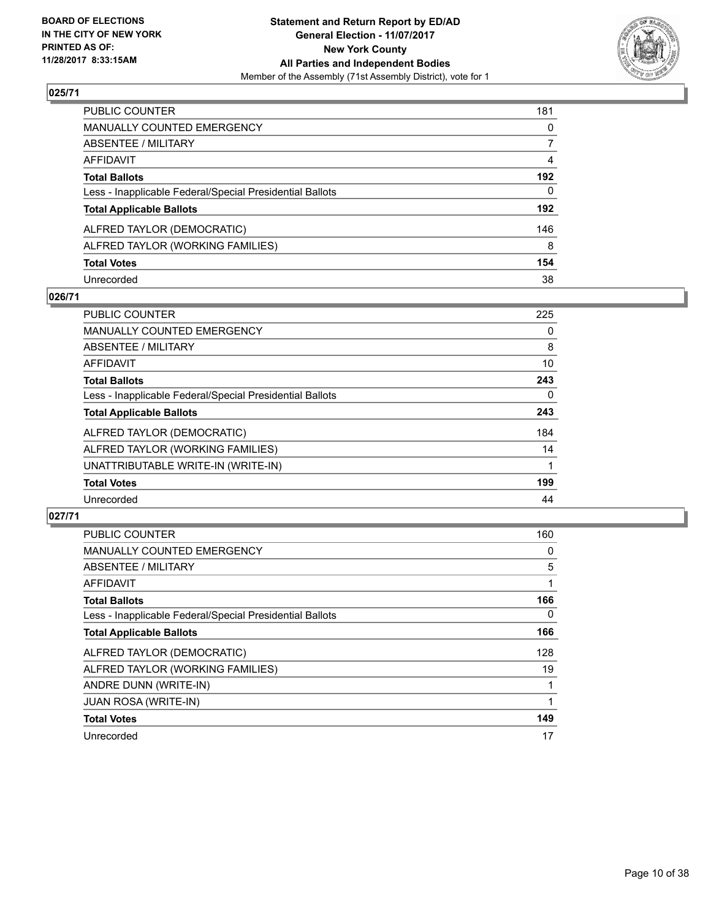**BOARD OF ELECTIONS IN THE CITY OF NEW YORK PRINTED AS OF: 11/28/2017 8:33:15AM**

**Statement and Return Report by ED/AD General Election - 11/07/2017 New York County All Parties and Independent Bodies**
Member of the Assembly (71st Assembly District), vote for 1

## 025/71

| | |
|---|---|
| PUBLIC COUNTER | 181 |
| MANUALLY COUNTED EMERGENCY | 0 |
| ABSENTEE / MILITARY | 7 |
| AFFIDAVIT | 4 |
| **Total Ballots** | **192** |
| Less - Inapplicable Federal/Special Presidential Ballots | 0 |
| **Total Applicable Ballots** | **192** |
| ALFRED TAYLOR (DEMOCRATIC) | 146 |
| ALFRED TAYLOR (WORKING FAMILIES) | 8 |
| **Total Votes** | **154** |
| Unrecorded | 38 |

## 026/71

| | |
|---|---|
| PUBLIC COUNTER | 225 |
| MANUALLY COUNTED EMERGENCY | 0 |
| ABSENTEE / MILITARY | 8 |
| AFFIDAVIT | 10 |
| **Total Ballots** | **243** |
| Less - Inapplicable Federal/Special Presidential Ballots | 0 |
| **Total Applicable Ballots** | **243** |
| ALFRED TAYLOR (DEMOCRATIC) | 184 |
| ALFRED TAYLOR (WORKING FAMILIES) | 14 |
| UNATTRIBUTABLE WRITE-IN (WRITE-IN) | 1 |
| **Total Votes** | **199** |
| Unrecorded | 44 |

## 027/71

| | |
|---|---|
| PUBLIC COUNTER | 160 |
| MANUALLY COUNTED EMERGENCY | 0 |
| ABSENTEE / MILITARY | 5 |
| AFFIDAVIT | 1 |
| **Total Ballots** | **166** |
| Less - Inapplicable Federal/Special Presidential Ballots | 0 |
| **Total Applicable Ballots** | **166** |
| ALFRED TAYLOR (DEMOCRATIC) | 128 |
| ALFRED TAYLOR (WORKING FAMILIES) | 19 |
| ANDRE DUNN (WRITE-IN) | 1 |
| JUAN ROSA (WRITE-IN) | 1 |
| **Total Votes** | **149** |
| Unrecorded | 17 |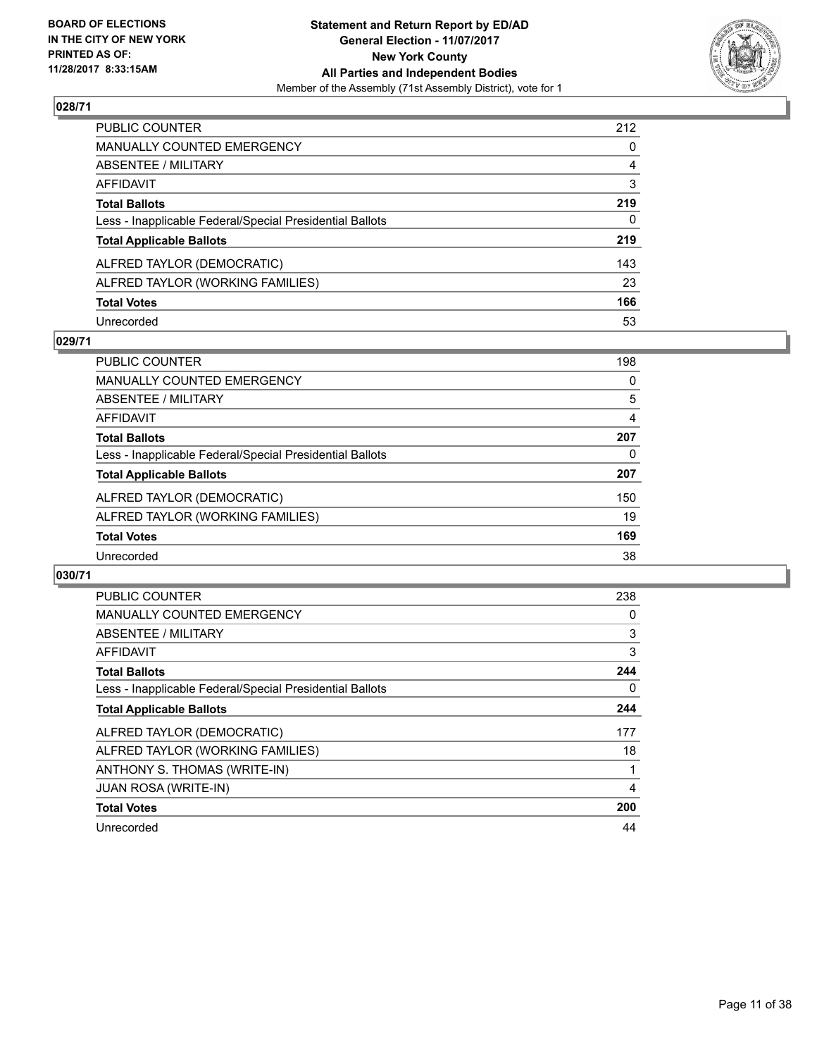**BOARD OF ELECTIONS IN THE CITY OF NEW YORK PRINTED AS OF: 11/28/2017 8:33:15AM**

**Statement and Return Report by ED/AD**
**General Election - 11/07/2017**
**New York County**
**All Parties and Independent Bodies**
Member of the Assembly (71st Assembly District), vote for 1

## 028/71

| | |
|---|---|
| PUBLIC COUNTER | 212 |
| MANUALLY COUNTED EMERGENCY | 0 |
| ABSENTEE / MILITARY | 4 |
| AFFIDAVIT | 3 |
| **Total Ballots** | **219** |
| Less - Inapplicable Federal/Special Presidential Ballots | 0 |
| **Total Applicable Ballots** | **219** |
| ALFRED TAYLOR (DEMOCRATIC) | 143 |
| ALFRED TAYLOR (WORKING FAMILIES) | 23 |
| **Total Votes** | **166** |
| Unrecorded | 53 |

## 029/71

| | |
|---|---|
| PUBLIC COUNTER | 198 |
| MANUALLY COUNTED EMERGENCY | 0 |
| ABSENTEE / MILITARY | 5 |
| AFFIDAVIT | 4 |
| **Total Ballots** | **207** |
| Less - Inapplicable Federal/Special Presidential Ballots | 0 |
| **Total Applicable Ballots** | **207** |
| ALFRED TAYLOR (DEMOCRATIC) | 150 |
| ALFRED TAYLOR (WORKING FAMILIES) | 19 |
| **Total Votes** | **169** |
| Unrecorded | 38 |

## 030/71

| | |
|---|---|
| PUBLIC COUNTER | 238 |
| MANUALLY COUNTED EMERGENCY | 0 |
| ABSENTEE / MILITARY | 3 |
| AFFIDAVIT | 3 |
| **Total Ballots** | **244** |
| Less - Inapplicable Federal/Special Presidential Ballots | 0 |
| **Total Applicable Ballots** | **244** |
| ALFRED TAYLOR (DEMOCRATIC) | 177 |
| ALFRED TAYLOR (WORKING FAMILIES) | 18 |
| ANTHONY S. THOMAS (WRITE-IN) | 1 |
| JUAN ROSA (WRITE-IN) | 4 |
| **Total Votes** | **200** |
| Unrecorded | 44 |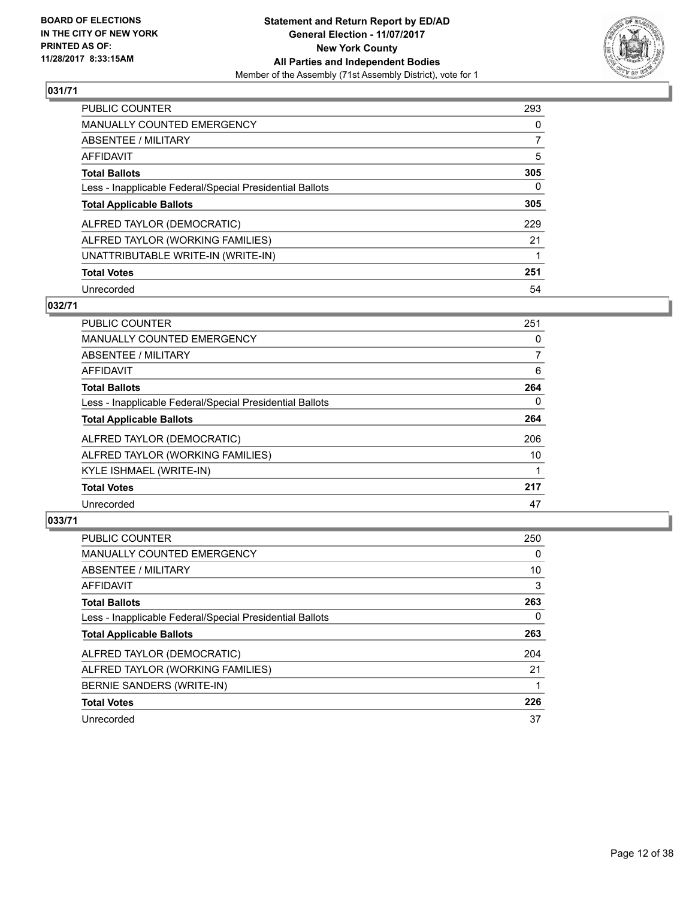**BOARD OF ELECTIONS IN THE CITY OF NEW YORK PRINTED AS OF: 11/28/2017 8:33:15AM**

**Statement and Return Report by ED/AD**
**General Election - 11/07/2017**
**New York County**
**All Parties and Independent Bodies**
Member of the Assembly (71st Assembly District), vote for 1

### 031/71

| | |
|---|---|
| PUBLIC COUNTER | 293 |
| MANUALLY COUNTED EMERGENCY | 0 |
| ABSENTEE / MILITARY | 7 |
| AFFIDAVIT | 5 |
| **Total Ballots** | **305** |
| Less - Inapplicable Federal/Special Presidential Ballots | 0 |
| **Total Applicable Ballots** | **305** |
| ALFRED TAYLOR (DEMOCRATIC) | 229 |
| ALFRED TAYLOR (WORKING FAMILIES) | 21 |
| UNATTRIBUTABLE WRITE-IN (WRITE-IN) | 1 |
| **Total Votes** | **251** |
| Unrecorded | 54 |

### 032/71

| | |
|---|---|
| PUBLIC COUNTER | 251 |
| MANUALLY COUNTED EMERGENCY | 0 |
| ABSENTEE / MILITARY | 7 |
| AFFIDAVIT | 6 |
| **Total Ballots** | **264** |
| Less - Inapplicable Federal/Special Presidential Ballots | 0 |
| **Total Applicable Ballots** | **264** |
| ALFRED TAYLOR (DEMOCRATIC) | 206 |
| ALFRED TAYLOR (WORKING FAMILIES) | 10 |
| KYLE ISHMAEL (WRITE-IN) | 1 |
| **Total Votes** | **217** |
| Unrecorded | 47 |

### 033/71

| | |
|---|---|
| PUBLIC COUNTER | 250 |
| MANUALLY COUNTED EMERGENCY | 0 |
| ABSENTEE / MILITARY | 10 |
| AFFIDAVIT | 3 |
| **Total Ballots** | **263** |
| Less - Inapplicable Federal/Special Presidential Ballots | 0 |
| **Total Applicable Ballots** | **263** |
| ALFRED TAYLOR (DEMOCRATIC) | 204 |
| ALFRED TAYLOR (WORKING FAMILIES) | 21 |
| BERNIE SANDERS (WRITE-IN) | 1 |
| **Total Votes** | **226** |
| Unrecorded | 37 |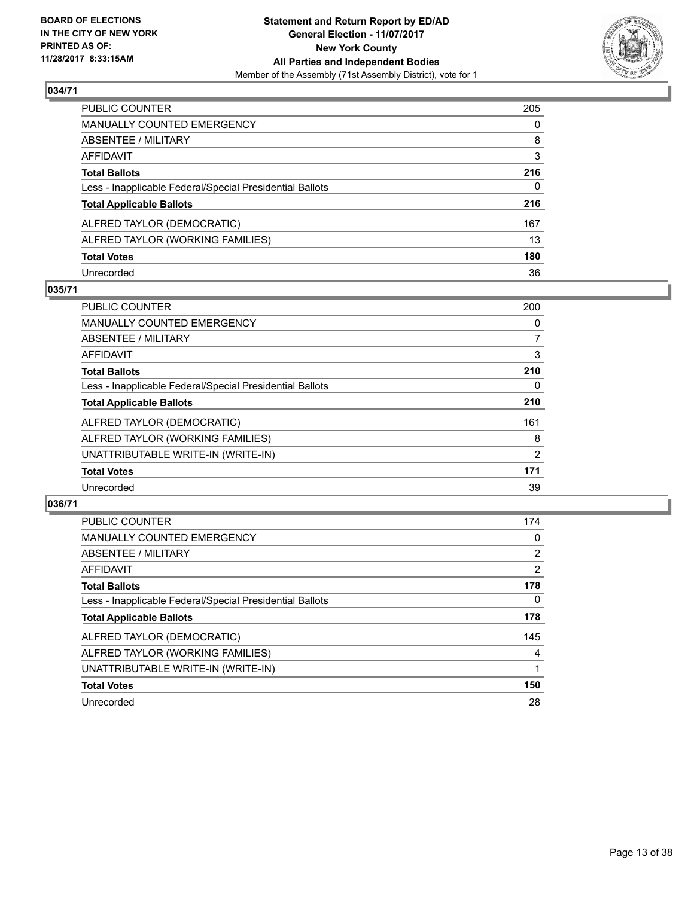BOARD OF ELECTIONS
IN THE CITY OF NEW YORK
PRINTED AS OF:
11/28/2017 8:33:15AM

**Statement and Return Report by ED/AD**
**General Election - 11/07/2017**
**New York County**
**All Parties and Independent Bodies**
Member of the Assembly (71st Assembly District), vote for 1

## 034/71

| | |
|---|---|
| PUBLIC COUNTER | 205 |
| MANUALLY COUNTED EMERGENCY | 0 |
| ABSENTEE / MILITARY | 8 |
| AFFIDAVIT | 3 |
| **Total Ballots** | **216** |
| Less - Inapplicable Federal/Special Presidential Ballots | 0 |
| **Total Applicable Ballots** | **216** |
| ALFRED TAYLOR (DEMOCRATIC) | 167 |
| ALFRED TAYLOR (WORKING FAMILIES) | 13 |
| **Total Votes** | **180** |
| Unrecorded | 36 |

## 035/71

| | |
|---|---|
| PUBLIC COUNTER | 200 |
| MANUALLY COUNTED EMERGENCY | 0 |
| ABSENTEE / MILITARY | 7 |
| AFFIDAVIT | 3 |
| **Total Ballots** | **210** |
| Less - Inapplicable Federal/Special Presidential Ballots | 0 |
| **Total Applicable Ballots** | **210** |
| ALFRED TAYLOR (DEMOCRATIC) | 161 |
| ALFRED TAYLOR (WORKING FAMILIES) | 8 |
| UNATTRIBUTABLE WRITE-IN (WRITE-IN) | 2 |
| **Total Votes** | **171** |
| Unrecorded | 39 |

## 036/71

| | |
|---|---|
| PUBLIC COUNTER | 174 |
| MANUALLY COUNTED EMERGENCY | 0 |
| ABSENTEE / MILITARY | 2 |
| AFFIDAVIT | 2 |
| **Total Ballots** | **178** |
| Less - Inapplicable Federal/Special Presidential Ballots | 0 |
| **Total Applicable Ballots** | **178** |
| ALFRED TAYLOR (DEMOCRATIC) | 145 |
| ALFRED TAYLOR (WORKING FAMILIES) | 4 |
| UNATTRIBUTABLE WRITE-IN (WRITE-IN) | 1 |
| **Total Votes** | **150** |
| Unrecorded | 28 |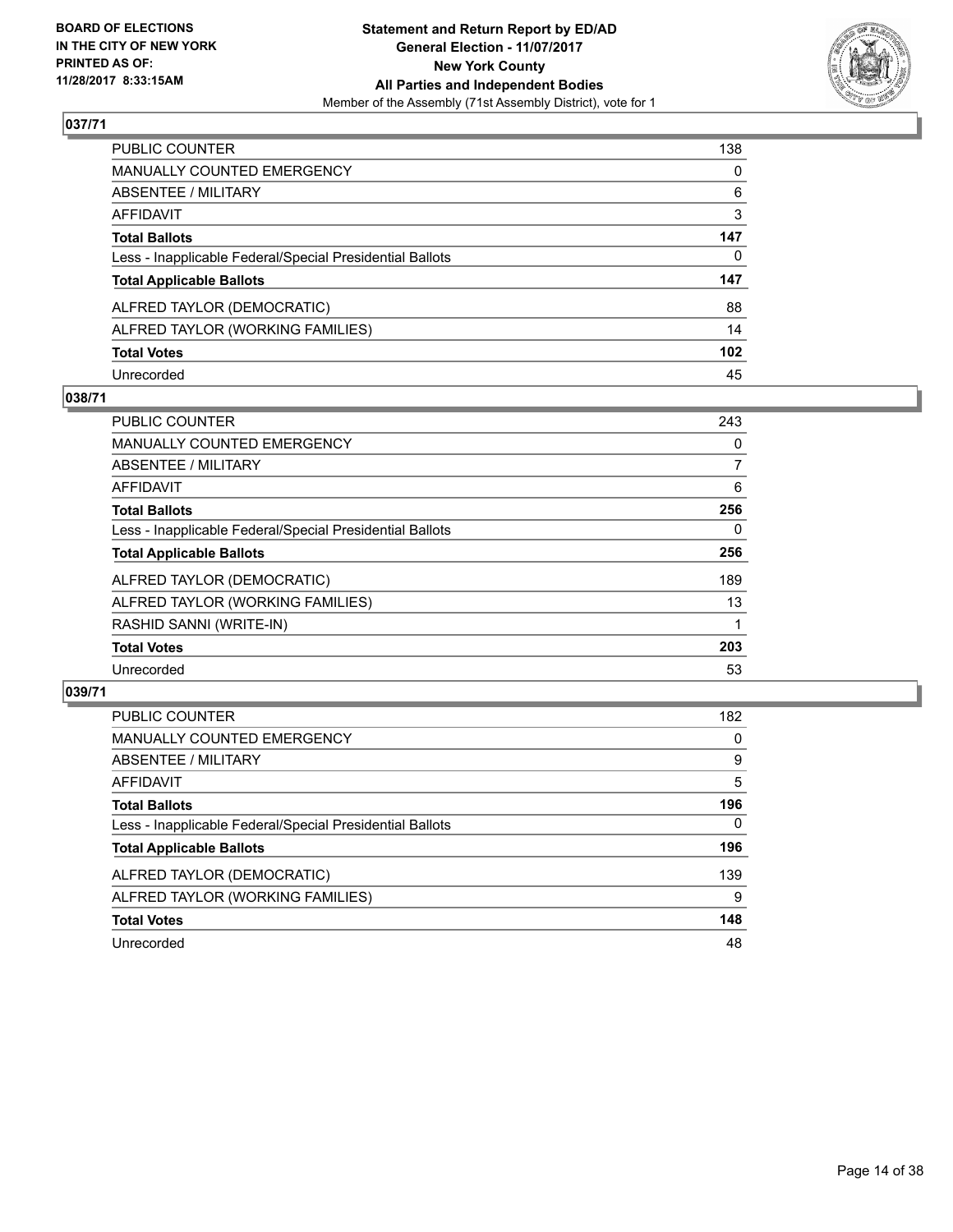BOARD OF ELECTIONS
IN THE CITY OF NEW YORK
PRINTED AS OF:
11/28/2017 8:33:15AM

**Statement and Return Report by ED/AD**
**General Election - 11/07/2017**
**New York County**
**All Parties and Independent Bodies**
Member of the Assembly (71st Assembly District), vote for 1

## 037/71

| | |
|---|---|
| PUBLIC COUNTER | 138 |
| MANUALLY COUNTED EMERGENCY | 0 |
| ABSENTEE / MILITARY | 6 |
| AFFIDAVIT | 3 |
| **Total Ballots** | **147** |
| Less - Inapplicable Federal/Special Presidential Ballots | 0 |
| **Total Applicable Ballots** | **147** |
| ALFRED TAYLOR (DEMOCRATIC) | 88 |
| ALFRED TAYLOR (WORKING FAMILIES) | 14 |
| **Total Votes** | **102** |
| Unrecorded | 45 |

## 038/71

| | |
|---|---|
| PUBLIC COUNTER | 243 |
| MANUALLY COUNTED EMERGENCY | 0 |
| ABSENTEE / MILITARY | 7 |
| AFFIDAVIT | 6 |
| **Total Ballots** | **256** |
| Less - Inapplicable Federal/Special Presidential Ballots | 0 |
| **Total Applicable Ballots** | **256** |
| ALFRED TAYLOR (DEMOCRATIC) | 189 |
| ALFRED TAYLOR (WORKING FAMILIES) | 13 |
| RASHID SANNI (WRITE-IN) | 1 |
| **Total Votes** | **203** |
| Unrecorded | 53 |

## 039/71

| | |
|---|---|
| PUBLIC COUNTER | 182 |
| MANUALLY COUNTED EMERGENCY | 0 |
| ABSENTEE / MILITARY | 9 |
| AFFIDAVIT | 5 |
| **Total Ballots** | **196** |
| Less - Inapplicable Federal/Special Presidential Ballots | 0 |
| **Total Applicable Ballots** | **196** |
| ALFRED TAYLOR (DEMOCRATIC) | 139 |
| ALFRED TAYLOR (WORKING FAMILIES) | 9 |
| **Total Votes** | **148** |
| Unrecorded | 48 |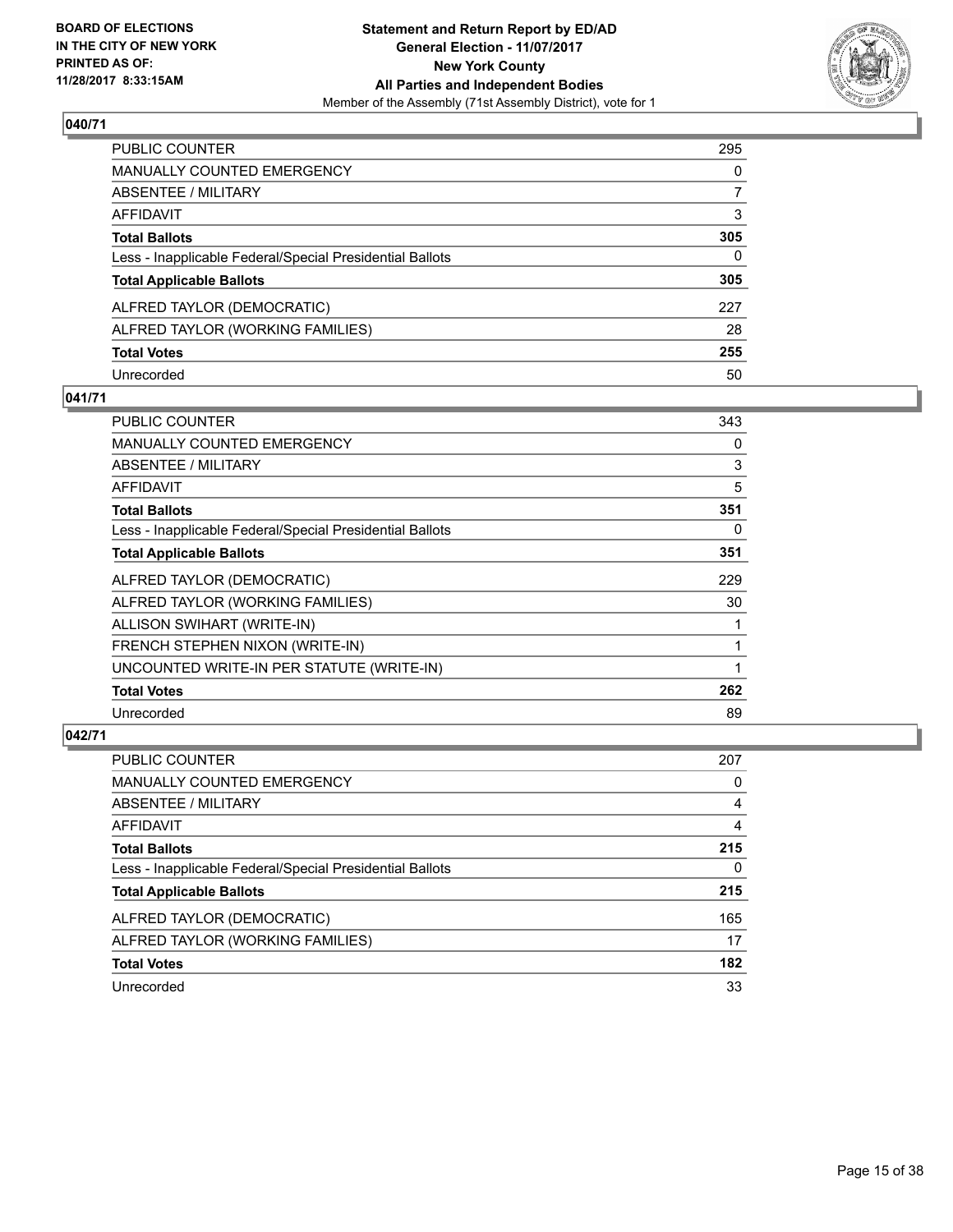**BOARD OF ELECTIONS IN THE CITY OF NEW YORK PRINTED AS OF: 11/28/2017 8:33:15AM**

**Statement and Return Report by ED/AD General Election - 11/07/2017 New York County All Parties and Independent Bodies**
Member of the Assembly (71st Assembly District), vote for 1

## 040/71

| | |
|---|---|
| PUBLIC COUNTER | 295 |
| MANUALLY COUNTED EMERGENCY | 0 |
| ABSENTEE / MILITARY | 7 |
| AFFIDAVIT | 3 |
| **Total Ballots** | **305** |
| Less - Inapplicable Federal/Special Presidential Ballots | 0 |
| **Total Applicable Ballots** | **305** |
| ALFRED TAYLOR (DEMOCRATIC) | 227 |
| ALFRED TAYLOR (WORKING FAMILIES) | 28 |
| **Total Votes** | **255** |
| Unrecorded | 50 |

## 041/71

| | |
|---|---|
| PUBLIC COUNTER | 343 |
| MANUALLY COUNTED EMERGENCY | 0 |
| ABSENTEE / MILITARY | 3 |
| AFFIDAVIT | 5 |
| **Total Ballots** | **351** |
| Less - Inapplicable Federal/Special Presidential Ballots | 0 |
| **Total Applicable Ballots** | **351** |
| ALFRED TAYLOR (DEMOCRATIC) | 229 |
| ALFRED TAYLOR (WORKING FAMILIES) | 30 |
| ALLISON SWIHART (WRITE-IN) | 1 |
| FRENCH STEPHEN NIXON (WRITE-IN) | 1 |
| UNCOUNTED WRITE-IN PER STATUTE (WRITE-IN) | 1 |
| **Total Votes** | **262** |
| Unrecorded | 89 |

## 042/71

| | |
|---|---|
| PUBLIC COUNTER | 207 |
| MANUALLY COUNTED EMERGENCY | 0 |
| ABSENTEE / MILITARY | 4 |
| AFFIDAVIT | 4 |
| **Total Ballots** | **215** |
| Less - Inapplicable Federal/Special Presidential Ballots | 0 |
| **Total Applicable Ballots** | **215** |
| ALFRED TAYLOR (DEMOCRATIC) | 165 |
| ALFRED TAYLOR (WORKING FAMILIES) | 17 |
| **Total Votes** | **182** |
| Unrecorded | 33 |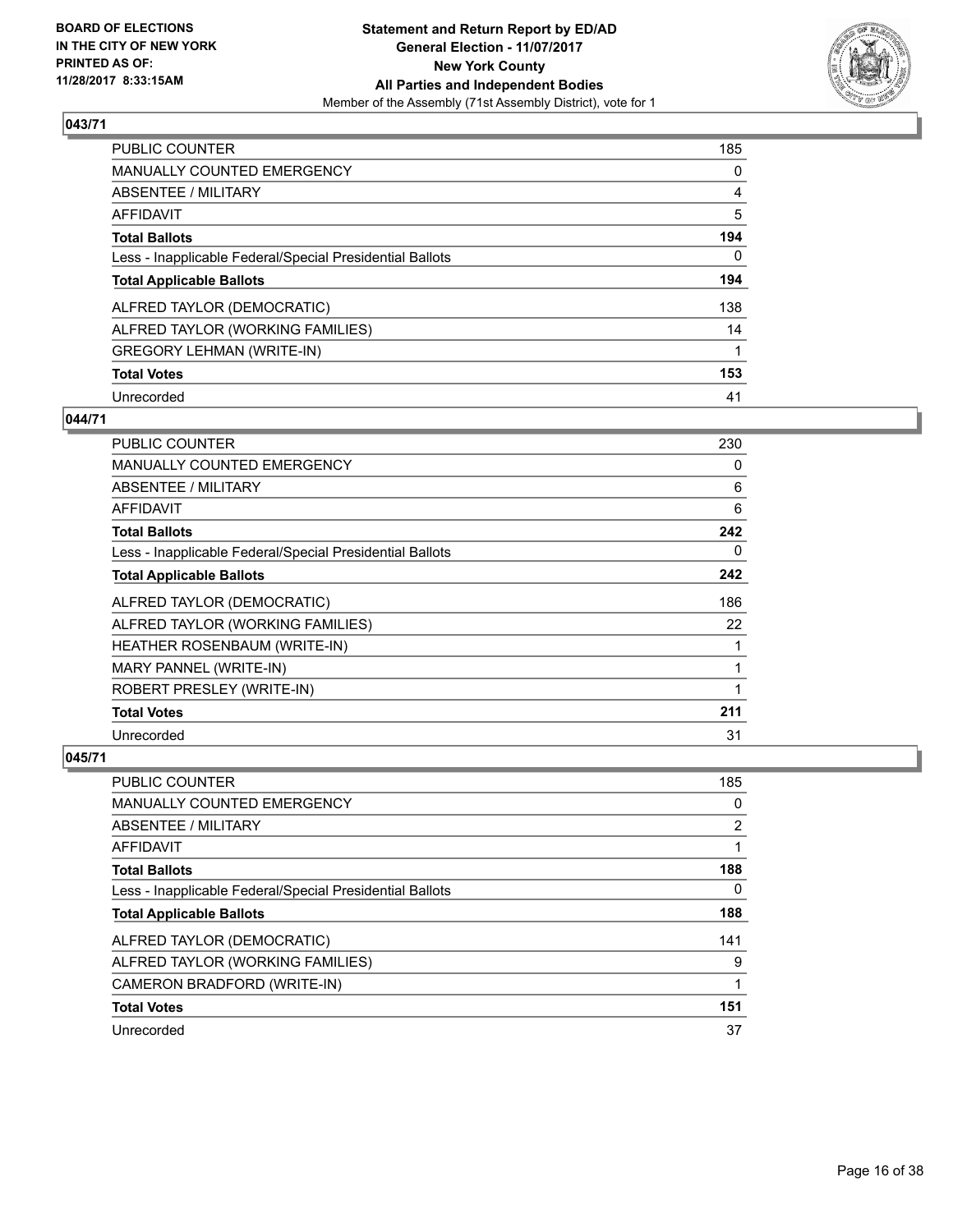**BOARD OF ELECTIONS IN THE CITY OF NEW YORK PRINTED AS OF: 11/28/2017 8:33:15AM**

**Statement and Return Report by ED/AD**
**General Election - 11/07/2017**
**New York County**
**All Parties and Independent Bodies**
Member of the Assembly (71st Assembly District), vote for 1

## 043/71

| | |
|---|---|
| PUBLIC COUNTER | 185 |
| MANUALLY COUNTED EMERGENCY | 0 |
| ABSENTEE / MILITARY | 4 |
| AFFIDAVIT | 5 |
| **Total Ballots** | **194** |
| Less - Inapplicable Federal/Special Presidential Ballots | 0 |
| **Total Applicable Ballots** | **194** |
| ALFRED TAYLOR (DEMOCRATIC) | 138 |
| ALFRED TAYLOR (WORKING FAMILIES) | 14 |
| GREGORY LEHMAN (WRITE-IN) | 1 |
| **Total Votes** | **153** |
| Unrecorded | 41 |

## 044/71

| | |
|---|---|
| PUBLIC COUNTER | 230 |
| MANUALLY COUNTED EMERGENCY | 0 |
| ABSENTEE / MILITARY | 6 |
| AFFIDAVIT | 6 |
| **Total Ballots** | **242** |
| Less - Inapplicable Federal/Special Presidential Ballots | 0 |
| **Total Applicable Ballots** | **242** |
| ALFRED TAYLOR (DEMOCRATIC) | 186 |
| ALFRED TAYLOR (WORKING FAMILIES) | 22 |
| HEATHER ROSENBAUM (WRITE-IN) | 1 |
| MARY PANNEL (WRITE-IN) | 1 |
| ROBERT PRESLEY (WRITE-IN) | 1 |
| **Total Votes** | **211** |
| Unrecorded | 31 |

## 045/71

| | |
|---|---|
| PUBLIC COUNTER | 185 |
| MANUALLY COUNTED EMERGENCY | 0 |
| ABSENTEE / MILITARY | 2 |
| AFFIDAVIT | 1 |
| **Total Ballots** | **188** |
| Less - Inapplicable Federal/Special Presidential Ballots | 0 |
| **Total Applicable Ballots** | **188** |
| ALFRED TAYLOR (DEMOCRATIC) | 141 |
| ALFRED TAYLOR (WORKING FAMILIES) | 9 |
| CAMERON BRADFORD (WRITE-IN) | 1 |
| **Total Votes** | **151** |
| Unrecorded | 37 |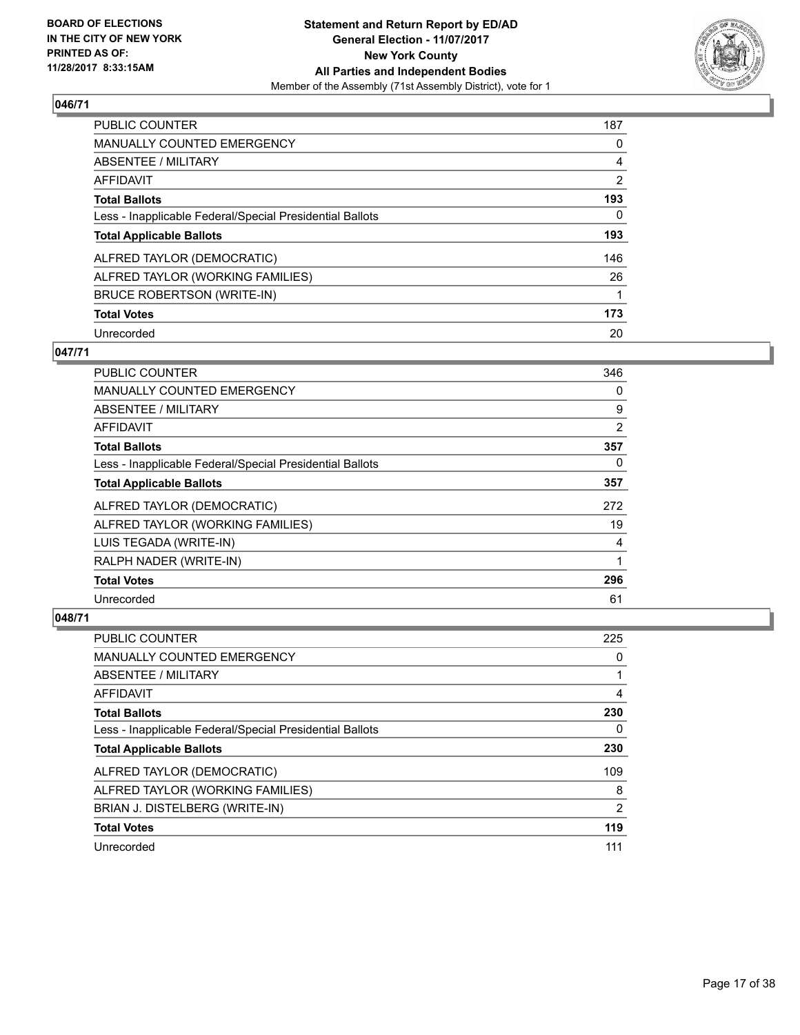**BOARD OF ELECTIONS IN THE CITY OF NEW YORK PRINTED AS OF: 11/28/2017 8:33:15AM**

**Statement and Return Report by ED/AD General Election - 11/07/2017 New York County All Parties and Independent Bodies**
Member of the Assembly (71st Assembly District), vote for 1

## 046/71

| | |
|---|---|
| PUBLIC COUNTER | 187 |
| MANUALLY COUNTED EMERGENCY | 0 |
| ABSENTEE / MILITARY | 4 |
| AFFIDAVIT | 2 |
| **Total Ballots** | **193** |
| Less - Inapplicable Federal/Special Presidential Ballots | 0 |
| **Total Applicable Ballots** | **193** |
| ALFRED TAYLOR (DEMOCRATIC) | 146 |
| ALFRED TAYLOR (WORKING FAMILIES) | 26 |
| BRUCE ROBERTSON (WRITE-IN) | 1 |
| **Total Votes** | **173** |
| Unrecorded | 20 |

## 047/71

| | |
|---|---|
| PUBLIC COUNTER | 346 |
| MANUALLY COUNTED EMERGENCY | 0 |
| ABSENTEE / MILITARY | 9 |
| AFFIDAVIT | 2 |
| **Total Ballots** | **357** |
| Less - Inapplicable Federal/Special Presidential Ballots | 0 |
| **Total Applicable Ballots** | **357** |
| ALFRED TAYLOR (DEMOCRATIC) | 272 |
| ALFRED TAYLOR (WORKING FAMILIES) | 19 |
| LUIS TEGADA (WRITE-IN) | 4 |
| RALPH NADER (WRITE-IN) | 1 |
| **Total Votes** | **296** |
| Unrecorded | 61 |

## 048/71

| | |
|---|---|
| PUBLIC COUNTER | 225 |
| MANUALLY COUNTED EMERGENCY | 0 |
| ABSENTEE / MILITARY | 1 |
| AFFIDAVIT | 4 |
| **Total Ballots** | **230** |
| Less - Inapplicable Federal/Special Presidential Ballots | 0 |
| **Total Applicable Ballots** | **230** |
| ALFRED TAYLOR (DEMOCRATIC) | 109 |
| ALFRED TAYLOR (WORKING FAMILIES) | 8 |
| BRIAN J. DISTELBERG (WRITE-IN) | 2 |
| **Total Votes** | **119** |
| Unrecorded | 111 |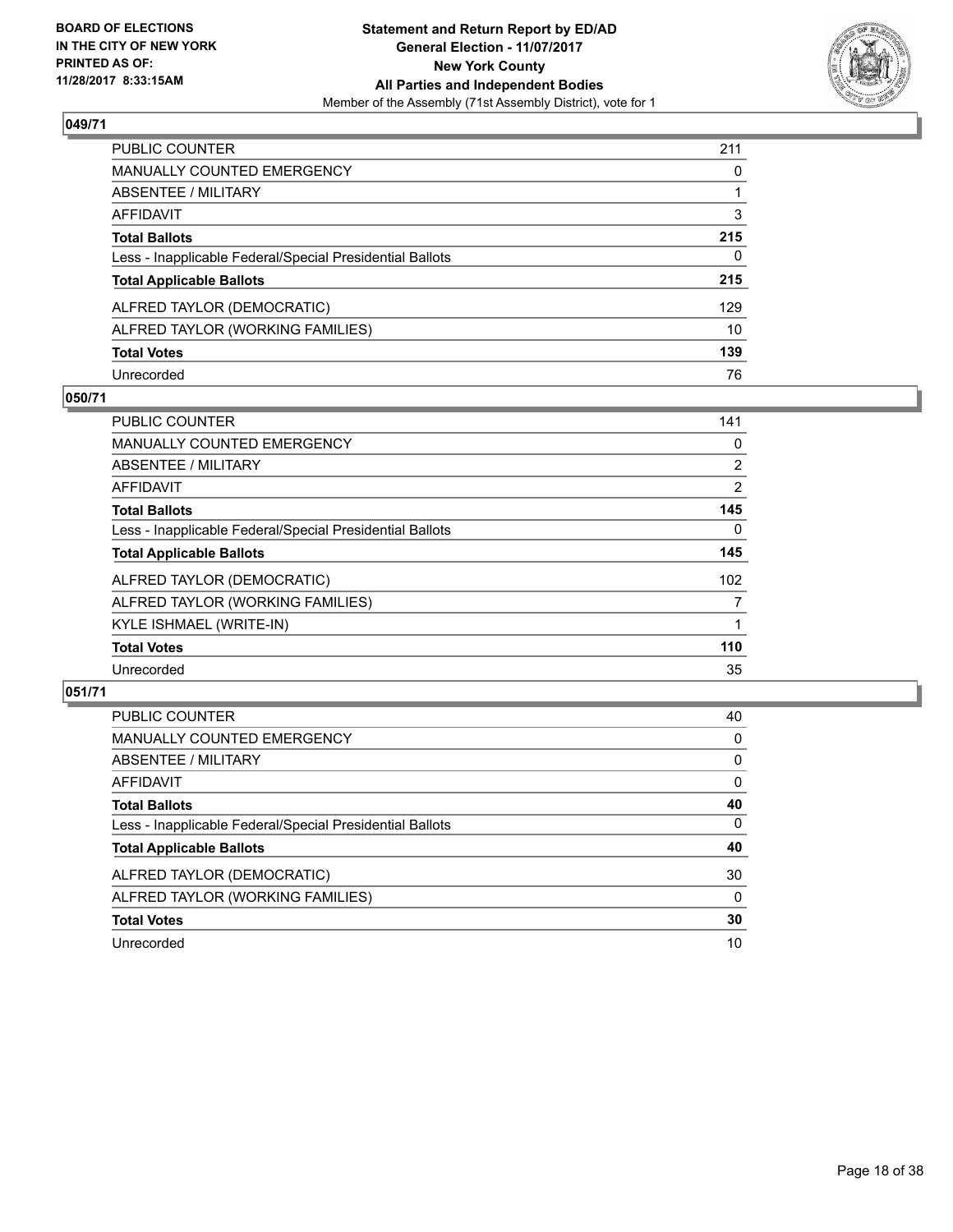**BOARD OF ELECTIONS**
**IN THE CITY OF NEW YORK**
**PRINTED AS OF:**
**11/28/2017 8:33:15AM**

**Statement and Return Report by ED/AD**
**General Election - 11/07/2017**
**New York County**
**All Parties and Independent Bodies**
Member of the Assembly (71st Assembly District), vote for 1

## 049/71

| | |
|---|---|
| PUBLIC COUNTER | 211 |
| MANUALLY COUNTED EMERGENCY | 0 |
| ABSENTEE / MILITARY | 1 |
| AFFIDAVIT | 3 |
| **Total Ballots** | **215** |
| Less - Inapplicable Federal/Special Presidential Ballots | 0 |
| **Total Applicable Ballots** | **215** |
| ALFRED TAYLOR (DEMOCRATIC) | 129 |
| ALFRED TAYLOR (WORKING FAMILIES) | 10 |
| **Total Votes** | **139** |
| Unrecorded | 76 |

## 050/71

| | |
|---|---|
| PUBLIC COUNTER | 141 |
| MANUALLY COUNTED EMERGENCY | 0 |
| ABSENTEE / MILITARY | 2 |
| AFFIDAVIT | 2 |
| **Total Ballots** | **145** |
| Less - Inapplicable Federal/Special Presidential Ballots | 0 |
| **Total Applicable Ballots** | **145** |
| ALFRED TAYLOR (DEMOCRATIC) | 102 |
| ALFRED TAYLOR (WORKING FAMILIES) | 7 |
| KYLE ISHMAEL (WRITE-IN) | 1 |
| **Total Votes** | **110** |
| Unrecorded | 35 |

## 051/71

| | |
|---|---|
| PUBLIC COUNTER | 40 |
| MANUALLY COUNTED EMERGENCY | 0 |
| ABSENTEE / MILITARY | 0 |
| AFFIDAVIT | 0 |
| **Total Ballots** | **40** |
| Less - Inapplicable Federal/Special Presidential Ballots | 0 |
| **Total Applicable Ballots** | **40** |
| ALFRED TAYLOR (DEMOCRATIC) | 30 |
| ALFRED TAYLOR (WORKING FAMILIES) | 0 |
| **Total Votes** | **30** |
| Unrecorded | 10 |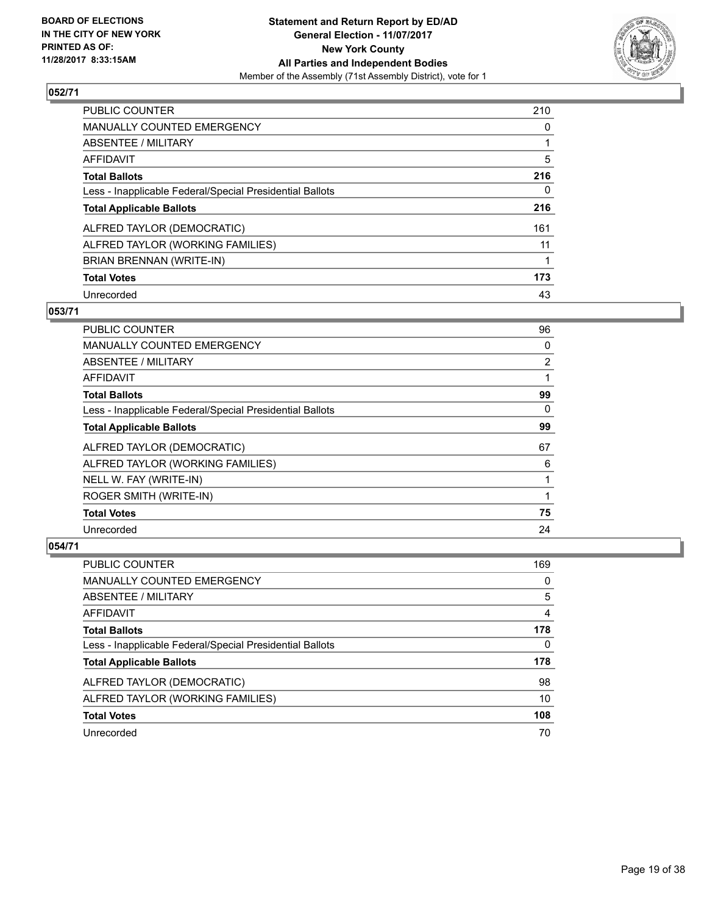BOARD OF ELECTIONS
IN THE CITY OF NEW YORK
PRINTED AS OF:
11/28/2017 8:33:15AM

**Statement and Return Report by ED/AD**
**General Election - 11/07/2017**
**New York County**
**All Parties and Independent Bodies**
Member of the Assembly (71st Assembly District), vote for 1

### 052/71

| | |
|---|---|
| PUBLIC COUNTER | 210 |
| MANUALLY COUNTED EMERGENCY | 0 |
| ABSENTEE / MILITARY | 1 |
| AFFIDAVIT | 5 |
| **Total Ballots** | **216** |
| Less - Inapplicable Federal/Special Presidential Ballots | 0 |
| **Total Applicable Ballots** | **216** |
| ALFRED TAYLOR (DEMOCRATIC) | 161 |
| ALFRED TAYLOR (WORKING FAMILIES) | 11 |
| BRIAN BRENNAN (WRITE-IN) | 1 |
| **Total Votes** | **173** |
| Unrecorded | 43 |

### 053/71

| | |
|---|---|
| PUBLIC COUNTER | 96 |
| MANUALLY COUNTED EMERGENCY | 0 |
| ABSENTEE / MILITARY | 2 |
| AFFIDAVIT | 1 |
| **Total Ballots** | **99** |
| Less - Inapplicable Federal/Special Presidential Ballots | 0 |
| **Total Applicable Ballots** | **99** |
| ALFRED TAYLOR (DEMOCRATIC) | 67 |
| ALFRED TAYLOR (WORKING FAMILIES) | 6 |
| NELL W. FAY (WRITE-IN) | 1 |
| ROGER SMITH (WRITE-IN) | 1 |
| **Total Votes** | **75** |
| Unrecorded | 24 |

### 054/71

| | |
|---|---|
| PUBLIC COUNTER | 169 |
| MANUALLY COUNTED EMERGENCY | 0 |
| ABSENTEE / MILITARY | 5 |
| AFFIDAVIT | 4 |
| **Total Ballots** | **178** |
| Less - Inapplicable Federal/Special Presidential Ballots | 0 |
| **Total Applicable Ballots** | **178** |
| ALFRED TAYLOR (DEMOCRATIC) | 98 |
| ALFRED TAYLOR (WORKING FAMILIES) | 10 |
| **Total Votes** | **108** |
| Unrecorded | 70 |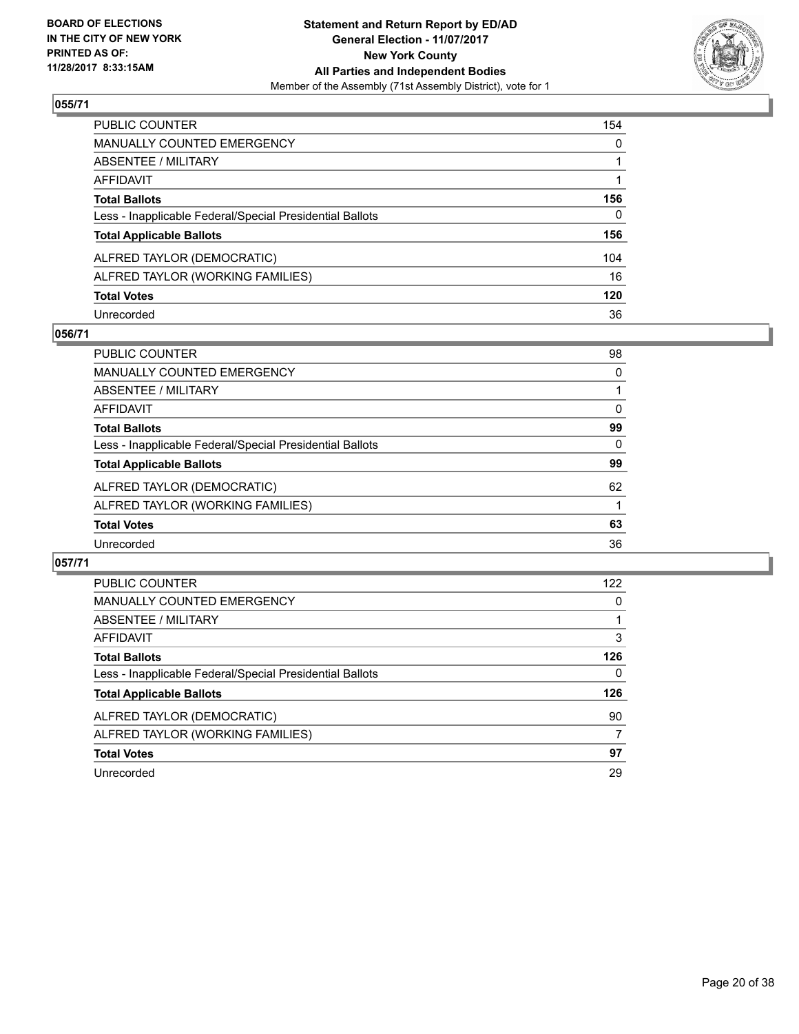BOARD OF ELECTIONS
IN THE CITY OF NEW YORK
PRINTED AS OF:
11/28/2017 8:33:15AM

**Statement and Return Report by ED/AD**
**General Election - 11/07/2017**
**New York County**
**All Parties and Independent Bodies**
Member of the Assembly (71st Assembly District), vote for 1

### 055/71

| | |
|---|---|
| PUBLIC COUNTER | 154 |
| MANUALLY COUNTED EMERGENCY | 0 |
| ABSENTEE / MILITARY | 1 |
| AFFIDAVIT | 1 |
| **Total Ballots** | **156** |
| Less - Inapplicable Federal/Special Presidential Ballots | 0 |
| **Total Applicable Ballots** | **156** |
| ALFRED TAYLOR (DEMOCRATIC) | 104 |
| ALFRED TAYLOR (WORKING FAMILIES) | 16 |
| **Total Votes** | **120** |
| Unrecorded | 36 |

### 056/71

| | |
|---|---|
| PUBLIC COUNTER | 98 |
| MANUALLY COUNTED EMERGENCY | 0 |
| ABSENTEE / MILITARY | 1 |
| AFFIDAVIT | 0 |
| **Total Ballots** | **99** |
| Less - Inapplicable Federal/Special Presidential Ballots | 0 |
| **Total Applicable Ballots** | **99** |
| ALFRED TAYLOR (DEMOCRATIC) | 62 |
| ALFRED TAYLOR (WORKING FAMILIES) | 1 |
| **Total Votes** | **63** |
| Unrecorded | 36 |

### 057/71

| | |
|---|---|
| PUBLIC COUNTER | 122 |
| MANUALLY COUNTED EMERGENCY | 0 |
| ABSENTEE / MILITARY | 1 |
| AFFIDAVIT | 3 |
| **Total Ballots** | **126** |
| Less - Inapplicable Federal/Special Presidential Ballots | 0 |
| **Total Applicable Ballots** | **126** |
| ALFRED TAYLOR (DEMOCRATIC) | 90 |
| ALFRED TAYLOR (WORKING FAMILIES) | 7 |
| **Total Votes** | **97** |
| Unrecorded | 29 |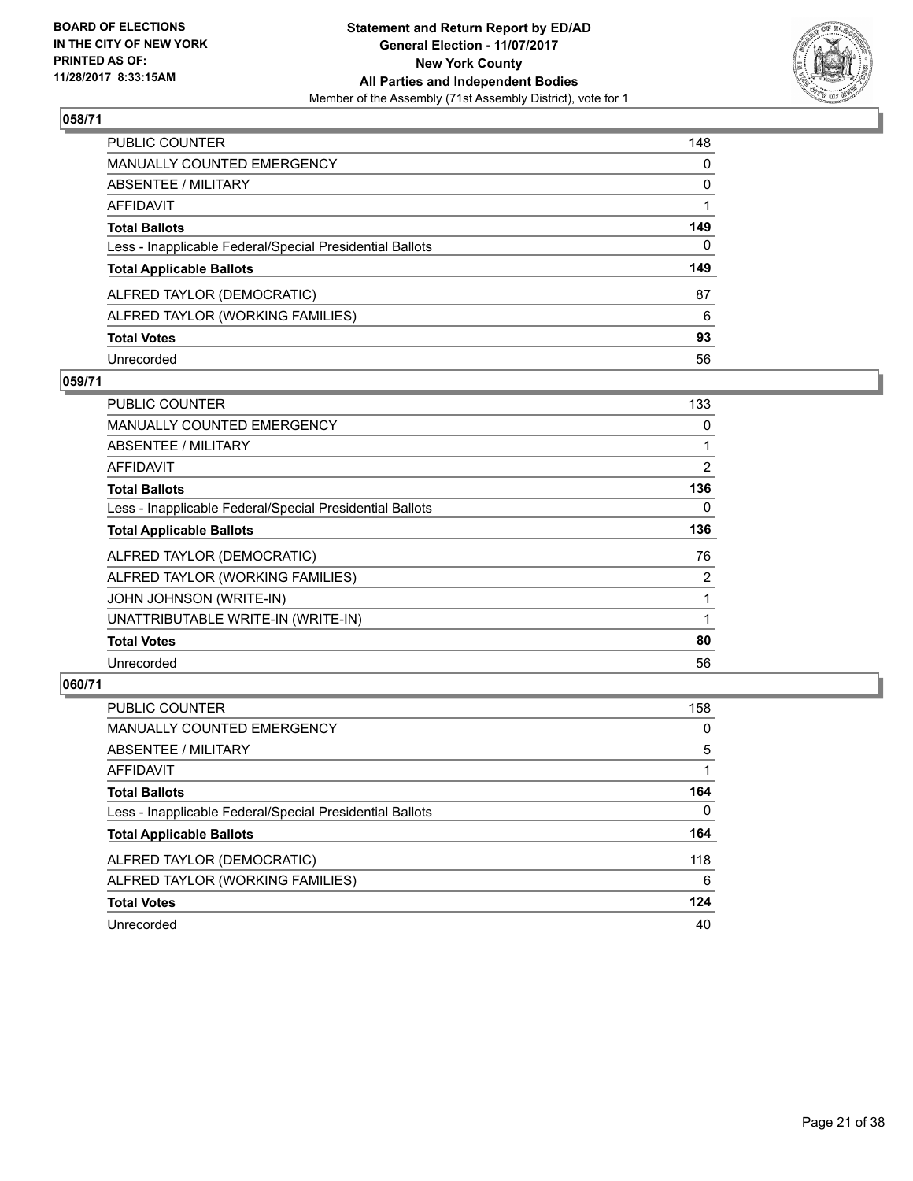BOARD OF ELECTIONS
IN THE CITY OF NEW YORK
PRINTED AS OF:
11/28/2017 8:33:15AM

**Statement and Return Report by ED/AD**
**General Election - 11/07/2017**
**New York County**
**All Parties and Independent Bodies**
Member of the Assembly (71st Assembly District), vote for 1

## 058/71

| | |
|---|---|
| PUBLIC COUNTER | 148 |
| MANUALLY COUNTED EMERGENCY | 0 |
| ABSENTEE / MILITARY | 0 |
| AFFIDAVIT | 1 |
| **Total Ballots** | **149** |
| Less - Inapplicable Federal/Special Presidential Ballots | 0 |
| **Total Applicable Ballots** | **149** |
| ALFRED TAYLOR (DEMOCRATIC) | 87 |
| ALFRED TAYLOR (WORKING FAMILIES) | 6 |
| **Total Votes** | **93** |
| Unrecorded | 56 |

## 059/71

| | |
|---|---|
| PUBLIC COUNTER | 133 |
| MANUALLY COUNTED EMERGENCY | 0 |
| ABSENTEE / MILITARY | 1 |
| AFFIDAVIT | 2 |
| **Total Ballots** | **136** |
| Less - Inapplicable Federal/Special Presidential Ballots | 0 |
| **Total Applicable Ballots** | **136** |
| ALFRED TAYLOR (DEMOCRATIC) | 76 |
| ALFRED TAYLOR (WORKING FAMILIES) | 2 |
| JOHN JOHNSON (WRITE-IN) | 1 |
| UNATTRIBUTABLE WRITE-IN (WRITE-IN) | 1 |
| **Total Votes** | **80** |
| Unrecorded | 56 |

## 060/71

| | |
|---|---|
| PUBLIC COUNTER | 158 |
| MANUALLY COUNTED EMERGENCY | 0 |
| ABSENTEE / MILITARY | 5 |
| AFFIDAVIT | 1 |
| **Total Ballots** | **164** |
| Less - Inapplicable Federal/Special Presidential Ballots | 0 |
| **Total Applicable Ballots** | **164** |
| ALFRED TAYLOR (DEMOCRATIC) | 118 |
| ALFRED TAYLOR (WORKING FAMILIES) | 6 |
| **Total Votes** | **124** |
| Unrecorded | 40 |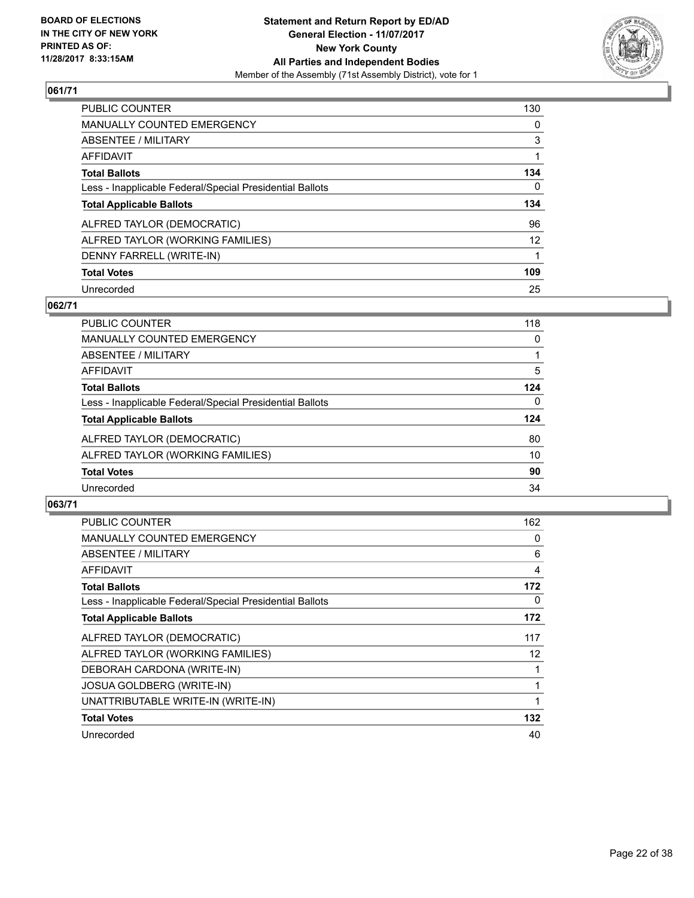BOARD OF ELECTIONS
IN THE CITY OF NEW YORK
PRINTED AS OF:
11/28/2017 8:33:15AM

**Statement and Return Report by ED/AD**
**General Election - 11/07/2017**
**New York County**
**All Parties and Independent Bodies**
Member of the Assembly (71st Assembly District), vote for 1

## 061/71

| | |
|---|---|
| PUBLIC COUNTER | 130 |
| MANUALLY COUNTED EMERGENCY | 0 |
| ABSENTEE / MILITARY | 3 |
| AFFIDAVIT | 1 |
| **Total Ballots** | **134** |
| Less - Inapplicable Federal/Special Presidential Ballots | 0 |
| **Total Applicable Ballots** | **134** |
| ALFRED TAYLOR (DEMOCRATIC) | 96 |
| ALFRED TAYLOR (WORKING FAMILIES) | 12 |
| DENNY FARRELL (WRITE-IN) | 1 |
| **Total Votes** | **109** |
| Unrecorded | 25 |

## 062/71

| | |
|---|---|
| PUBLIC COUNTER | 118 |
| MANUALLY COUNTED EMERGENCY | 0 |
| ABSENTEE / MILITARY | 1 |
| AFFIDAVIT | 5 |
| **Total Ballots** | **124** |
| Less - Inapplicable Federal/Special Presidential Ballots | 0 |
| **Total Applicable Ballots** | **124** |
| ALFRED TAYLOR (DEMOCRATIC) | 80 |
| ALFRED TAYLOR (WORKING FAMILIES) | 10 |
| **Total Votes** | **90** |
| Unrecorded | 34 |

## 063/71

| | |
|---|---|
| PUBLIC COUNTER | 162 |
| MANUALLY COUNTED EMERGENCY | 0 |
| ABSENTEE / MILITARY | 6 |
| AFFIDAVIT | 4 |
| **Total Ballots** | **172** |
| Less - Inapplicable Federal/Special Presidential Ballots | 0 |
| **Total Applicable Ballots** | **172** |
| ALFRED TAYLOR (DEMOCRATIC) | 117 |
| ALFRED TAYLOR (WORKING FAMILIES) | 12 |
| DEBORAH CARDONA (WRITE-IN) | 1 |
| JOSUA GOLDBERG (WRITE-IN) | 1 |
| UNATTRIBUTABLE WRITE-IN (WRITE-IN) | 1 |
| **Total Votes** | **132** |
| Unrecorded | 40 |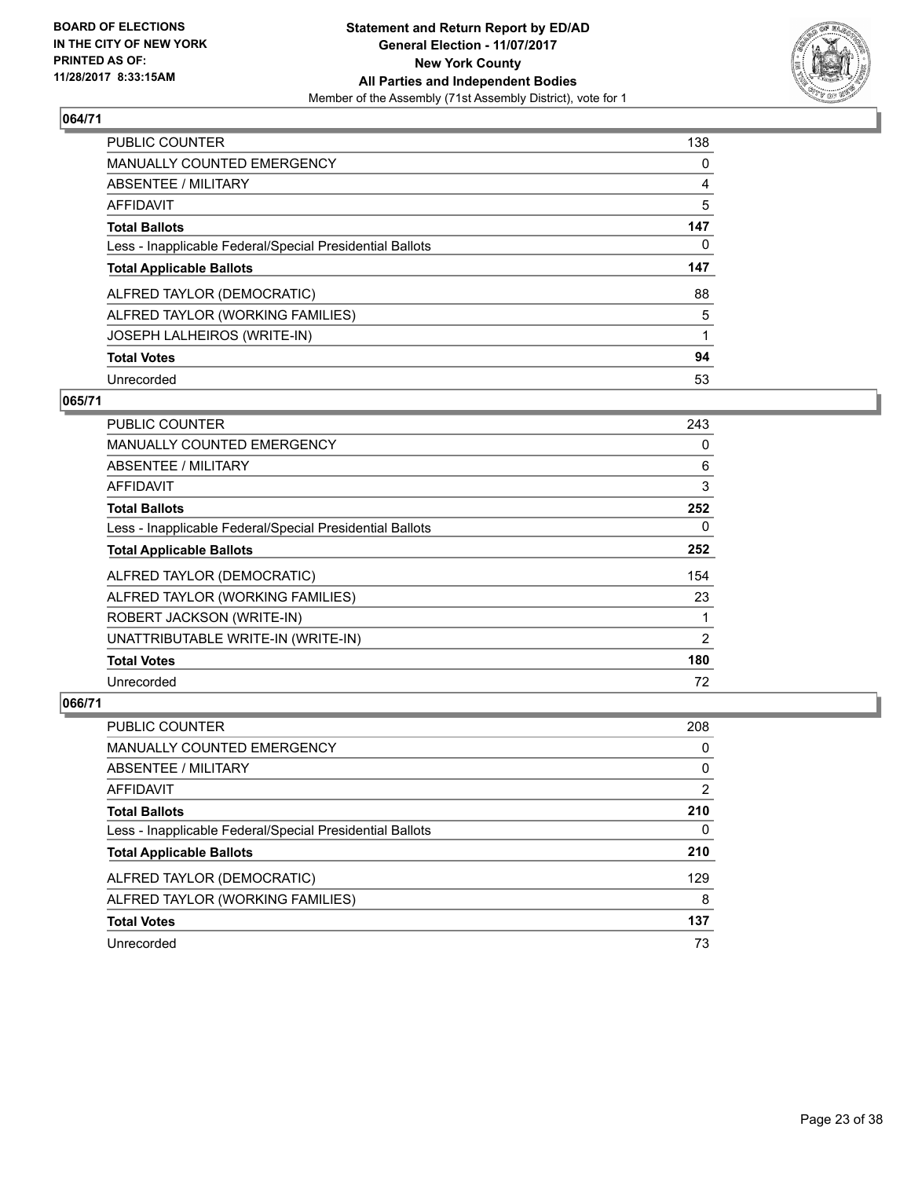BOARD OF ELECTIONS
IN THE CITY OF NEW YORK
PRINTED AS OF:
11/28/2017 8:33:15AM

**Statement and Return Report by ED/AD**
**General Election - 11/07/2017**
**New York County**
**All Parties and Independent Bodies**
Member of the Assembly (71st Assembly District), vote for 1

## 064/71

| | |
|---|---|
| PUBLIC COUNTER | 138 |
| MANUALLY COUNTED EMERGENCY | 0 |
| ABSENTEE / MILITARY | 4 |
| AFFIDAVIT | 5 |
| **Total Ballots** | **147** |
| Less - Inapplicable Federal/Special Presidential Ballots | 0 |
| **Total Applicable Ballots** | **147** |
| ALFRED TAYLOR (DEMOCRATIC) | 88 |
| ALFRED TAYLOR (WORKING FAMILIES) | 5 |
| JOSEPH LALHEIROS (WRITE-IN) | 1 |
| **Total Votes** | **94** |
| Unrecorded | 53 |

## 065/71

| | |
|---|---|
| PUBLIC COUNTER | 243 |
| MANUALLY COUNTED EMERGENCY | 0 |
| ABSENTEE / MILITARY | 6 |
| AFFIDAVIT | 3 |
| **Total Ballots** | **252** |
| Less - Inapplicable Federal/Special Presidential Ballots | 0 |
| **Total Applicable Ballots** | **252** |
| ALFRED TAYLOR (DEMOCRATIC) | 154 |
| ALFRED TAYLOR (WORKING FAMILIES) | 23 |
| ROBERT JACKSON (WRITE-IN) | 1 |
| UNATTRIBUTABLE WRITE-IN (WRITE-IN) | 2 |
| **Total Votes** | **180** |
| Unrecorded | 72 |

## 066/71

| | |
|---|---|
| PUBLIC COUNTER | 208 |
| MANUALLY COUNTED EMERGENCY | 0 |
| ABSENTEE / MILITARY | 0 |
| AFFIDAVIT | 2 |
| **Total Ballots** | **210** |
| Less - Inapplicable Federal/Special Presidential Ballots | 0 |
| **Total Applicable Ballots** | **210** |
| ALFRED TAYLOR (DEMOCRATIC) | 129 |
| ALFRED TAYLOR (WORKING FAMILIES) | 8 |
| **Total Votes** | **137** |
| Unrecorded | 73 |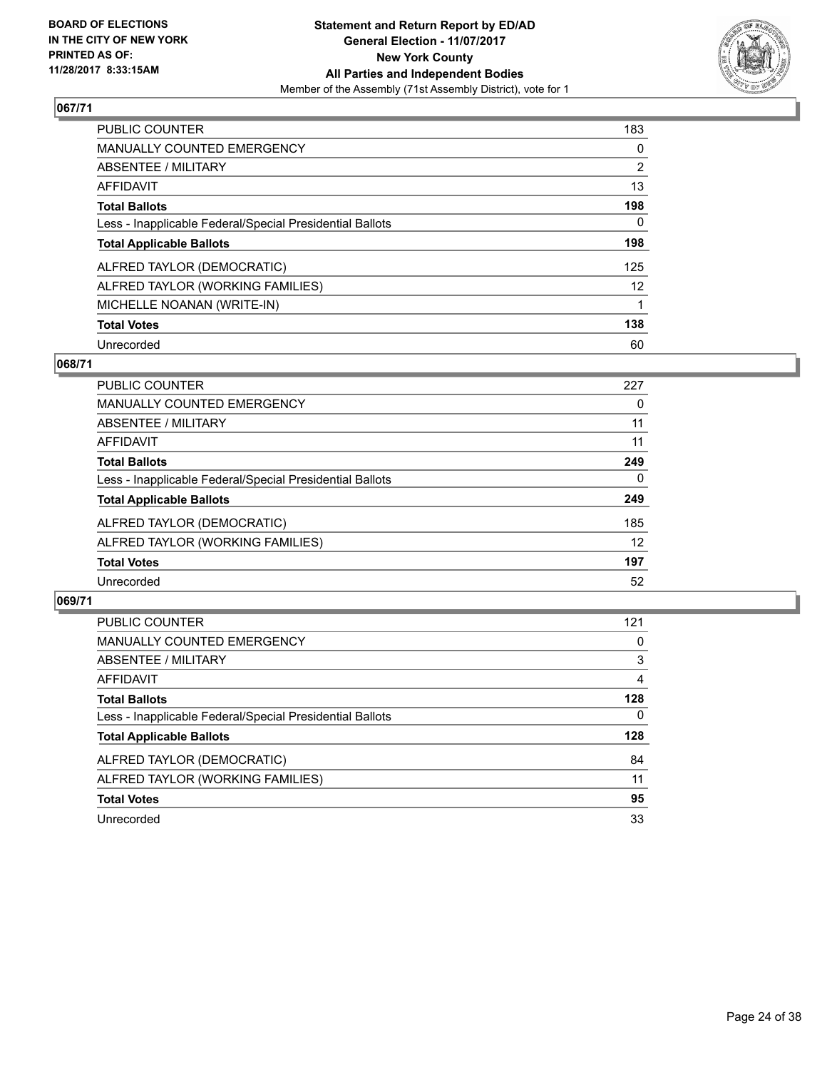**BOARD OF ELECTIONS IN THE CITY OF NEW YORK PRINTED AS OF: 11/28/2017 8:33:15AM**

**Statement and Return Report by ED/AD General Election - 11/07/2017 New York County All Parties and Independent Bodies**
Member of the Assembly (71st Assembly District), vote for 1

## 067/71

| | |
|---|---|
| PUBLIC COUNTER | 183 |
| MANUALLY COUNTED EMERGENCY | 0 |
| ABSENTEE / MILITARY | 2 |
| AFFIDAVIT | 13 |
| **Total Ballots** | **198** |
| Less - Inapplicable Federal/Special Presidential Ballots | 0 |
| **Total Applicable Ballots** | **198** |
| ALFRED TAYLOR (DEMOCRATIC) | 125 |
| ALFRED TAYLOR (WORKING FAMILIES) | 12 |
| MICHELLE NOANAN (WRITE-IN) | 1 |
| **Total Votes** | **138** |
| Unrecorded | 60 |

## 068/71

| | |
|---|---|
| PUBLIC COUNTER | 227 |
| MANUALLY COUNTED EMERGENCY | 0 |
| ABSENTEE / MILITARY | 11 |
| AFFIDAVIT | 11 |
| **Total Ballots** | **249** |
| Less - Inapplicable Federal/Special Presidential Ballots | 0 |
| **Total Applicable Ballots** | **249** |
| ALFRED TAYLOR (DEMOCRATIC) | 185 |
| ALFRED TAYLOR (WORKING FAMILIES) | 12 |
| **Total Votes** | **197** |
| Unrecorded | 52 |

## 069/71

| | |
|---|---|
| PUBLIC COUNTER | 121 |
| MANUALLY COUNTED EMERGENCY | 0 |
| ABSENTEE / MILITARY | 3 |
| AFFIDAVIT | 4 |
| **Total Ballots** | **128** |
| Less - Inapplicable Federal/Special Presidential Ballots | 0 |
| **Total Applicable Ballots** | **128** |
| ALFRED TAYLOR (DEMOCRATIC) | 84 |
| ALFRED TAYLOR (WORKING FAMILIES) | 11 |
| **Total Votes** | **95** |
| Unrecorded | 33 |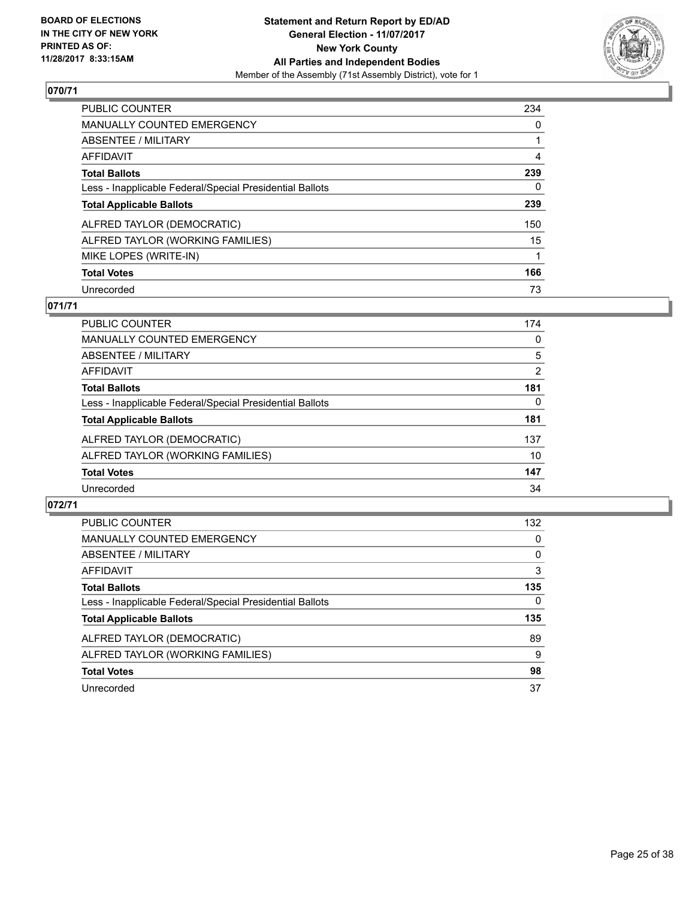BOARD OF ELECTIONS
IN THE CITY OF NEW YORK
PRINTED AS OF:
11/28/2017 8:33:15AM

**Statement and Return Report by ED/AD**
**General Election - 11/07/2017**
**New York County**
**All Parties and Independent Bodies**
Member of the Assembly (71st Assembly District), vote for 1

### 070/71

| | |
|---|---|
| PUBLIC COUNTER | 234 |
| MANUALLY COUNTED EMERGENCY | 0 |
| ABSENTEE / MILITARY | 1 |
| AFFIDAVIT | 4 |
| **Total Ballots** | **239** |
| Less - Inapplicable Federal/Special Presidential Ballots | 0 |
| **Total Applicable Ballots** | **239** |
| ALFRED TAYLOR (DEMOCRATIC) | 150 |
| ALFRED TAYLOR (WORKING FAMILIES) | 15 |
| MIKE LOPES (WRITE-IN) | 1 |
| **Total Votes** | **166** |
| Unrecorded | 73 |

### 071/71

| | |
|---|---|
| PUBLIC COUNTER | 174 |
| MANUALLY COUNTED EMERGENCY | 0 |
| ABSENTEE / MILITARY | 5 |
| AFFIDAVIT | 2 |
| **Total Ballots** | **181** |
| Less - Inapplicable Federal/Special Presidential Ballots | 0 |
| **Total Applicable Ballots** | **181** |
| ALFRED TAYLOR (DEMOCRATIC) | 137 |
| ALFRED TAYLOR (WORKING FAMILIES) | 10 |
| **Total Votes** | **147** |
| Unrecorded | 34 |

### 072/71

| | |
|---|---|
| PUBLIC COUNTER | 132 |
| MANUALLY COUNTED EMERGENCY | 0 |
| ABSENTEE / MILITARY | 0 |
| AFFIDAVIT | 3 |
| **Total Ballots** | **135** |
| Less - Inapplicable Federal/Special Presidential Ballots | 0 |
| **Total Applicable Ballots** | **135** |
| ALFRED TAYLOR (DEMOCRATIC) | 89 |
| ALFRED TAYLOR (WORKING FAMILIES) | 9 |
| **Total Votes** | **98** |
| Unrecorded | 37 |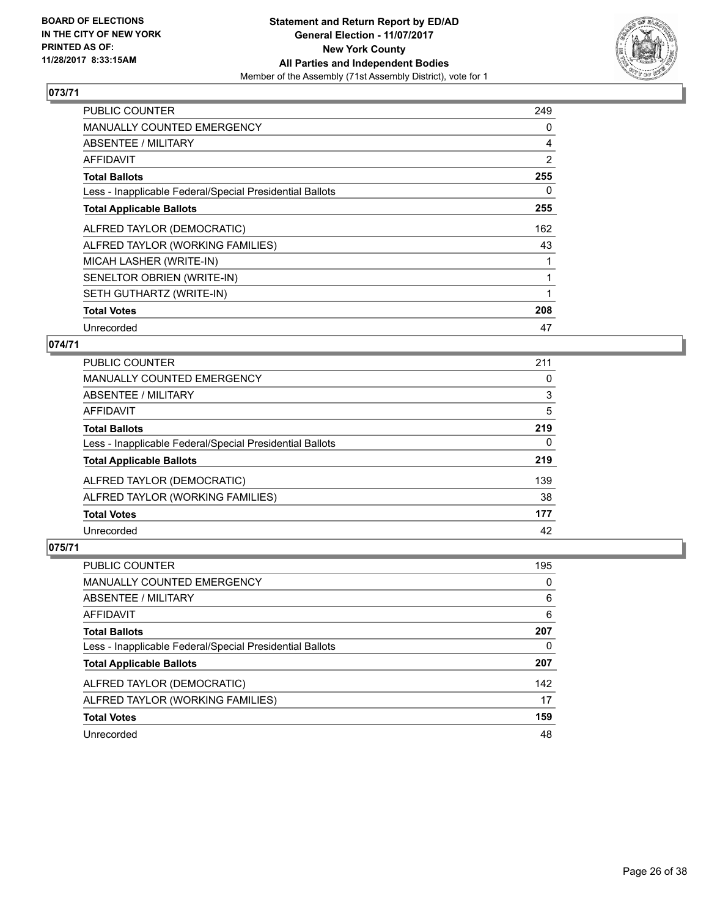**BOARD OF ELECTIONS IN THE CITY OF NEW YORK PRINTED AS OF: 11/28/2017 8:33:15AM**

**Statement and Return Report by ED/AD**
**General Election - 11/07/2017**
**New York County**
**All Parties and Independent Bodies**
Member of the Assembly (71st Assembly District), vote for 1

## 073/71

| | |
|---|---|
| PUBLIC COUNTER | 249 |
| MANUALLY COUNTED EMERGENCY | 0 |
| ABSENTEE / MILITARY | 4 |
| AFFIDAVIT | 2 |
| **Total Ballots** | **255** |
| Less - Inapplicable Federal/Special Presidential Ballots | 0 |
| **Total Applicable Ballots** | **255** |
| ALFRED TAYLOR (DEMOCRATIC) | 162 |
| ALFRED TAYLOR (WORKING FAMILIES) | 43 |
| MICAH LASHER (WRITE-IN) | 1 |
| SENELTOR OBRIEN (WRITE-IN) | 1 |
| SETH GUTHARTZ (WRITE-IN) | 1 |
| **Total Votes** | **208** |
| Unrecorded | 47 |

## 074/71

| | |
|---|---|
| PUBLIC COUNTER | 211 |
| MANUALLY COUNTED EMERGENCY | 0 |
| ABSENTEE / MILITARY | 3 |
| AFFIDAVIT | 5 |
| **Total Ballots** | **219** |
| Less - Inapplicable Federal/Special Presidential Ballots | 0 |
| **Total Applicable Ballots** | **219** |
| ALFRED TAYLOR (DEMOCRATIC) | 139 |
| ALFRED TAYLOR (WORKING FAMILIES) | 38 |
| **Total Votes** | **177** |
| Unrecorded | 42 |

## 075/71

| | |
|---|---|
| PUBLIC COUNTER | 195 |
| MANUALLY COUNTED EMERGENCY | 0 |
| ABSENTEE / MILITARY | 6 |
| AFFIDAVIT | 6 |
| **Total Ballots** | **207** |
| Less - Inapplicable Federal/Special Presidential Ballots | 0 |
| **Total Applicable Ballots** | **207** |
| ALFRED TAYLOR (DEMOCRATIC) | 142 |
| ALFRED TAYLOR (WORKING FAMILIES) | 17 |
| **Total Votes** | **159** |
| Unrecorded | 48 |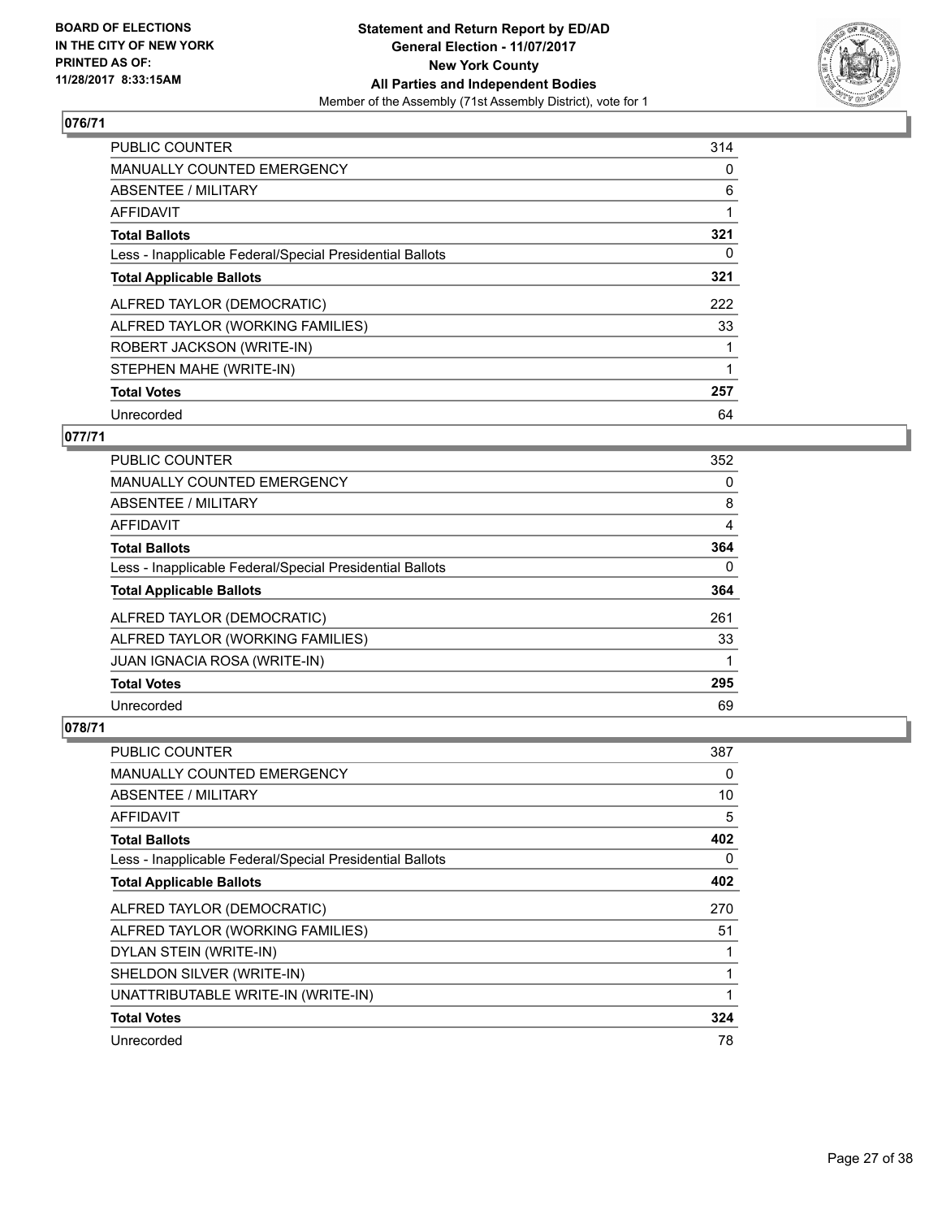**BOARD OF ELECTIONS IN THE CITY OF NEW YORK PRINTED AS OF: 11/28/2017 8:33:15AM**

**Statement and Return Report by ED/AD**
**General Election - 11/07/2017**
**New York County**
**All Parties and Independent Bodies**
Member of the Assembly (71st Assembly District), vote for 1

## 076/71

| | |
|---|---|
| PUBLIC COUNTER | 314 |
| MANUALLY COUNTED EMERGENCY | 0 |
| ABSENTEE / MILITARY | 6 |
| AFFIDAVIT | 1 |
| **Total Ballots** | **321** |
| Less - Inapplicable Federal/Special Presidential Ballots | 0 |
| **Total Applicable Ballots** | **321** |
| ALFRED TAYLOR (DEMOCRATIC) | 222 |
| ALFRED TAYLOR (WORKING FAMILIES) | 33 |
| ROBERT JACKSON (WRITE-IN) | 1 |
| STEPHEN MAHE (WRITE-IN) | 1 |
| **Total Votes** | **257** |
| Unrecorded | 64 |

## 077/71

| | |
|---|---|
| PUBLIC COUNTER | 352 |
| MANUALLY COUNTED EMERGENCY | 0 |
| ABSENTEE / MILITARY | 8 |
| AFFIDAVIT | 4 |
| **Total Ballots** | **364** |
| Less - Inapplicable Federal/Special Presidential Ballots | 0 |
| **Total Applicable Ballots** | **364** |
| ALFRED TAYLOR (DEMOCRATIC) | 261 |
| ALFRED TAYLOR (WORKING FAMILIES) | 33 |
| JUAN IGNACIA ROSA (WRITE-IN) | 1 |
| **Total Votes** | **295** |
| Unrecorded | 69 |

## 078/71

| | |
|---|---|
| PUBLIC COUNTER | 387 |
| MANUALLY COUNTED EMERGENCY | 0 |
| ABSENTEE / MILITARY | 10 |
| AFFIDAVIT | 5 |
| **Total Ballots** | **402** |
| Less - Inapplicable Federal/Special Presidential Ballots | 0 |
| **Total Applicable Ballots** | **402** |
| ALFRED TAYLOR (DEMOCRATIC) | 270 |
| ALFRED TAYLOR (WORKING FAMILIES) | 51 |
| DYLAN STEIN (WRITE-IN) | 1 |
| SHELDON SILVER (WRITE-IN) | 1 |
| UNATTRIBUTABLE WRITE-IN (WRITE-IN) | 1 |
| **Total Votes** | **324** |
| Unrecorded | 78 |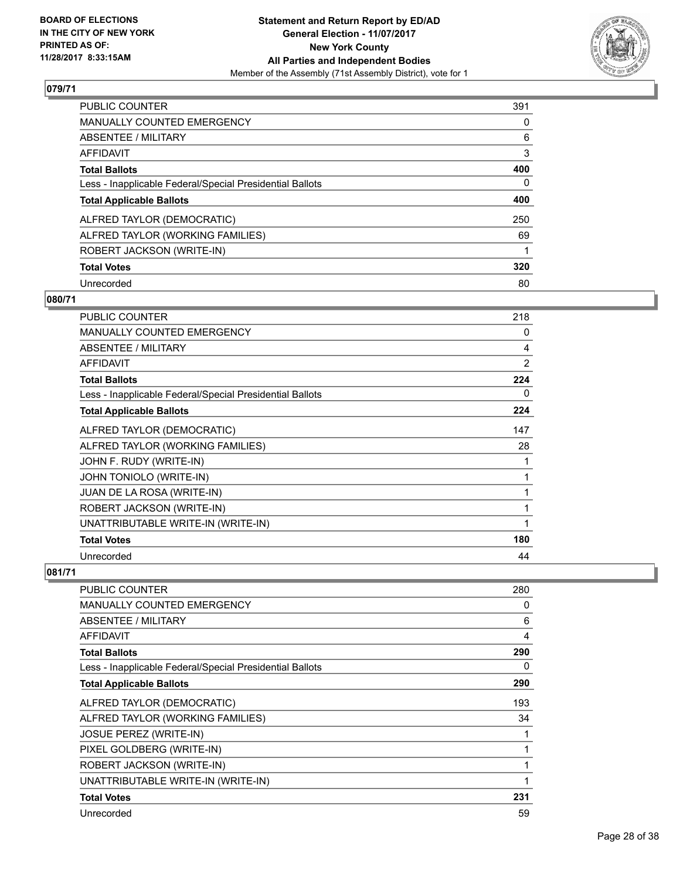**BOARD OF ELECTIONS IN THE CITY OF NEW YORK PRINTED AS OF: 11/28/2017 8:33:15AM**

**Statement and Return Report by ED/AD**
**General Election - 11/07/2017**
**New York County**
**All Parties and Independent Bodies**
Member of the Assembly (71st Assembly District), vote for 1

## 079/71

| | |
|---|---|
| PUBLIC COUNTER | 391 |
| MANUALLY COUNTED EMERGENCY | 0 |
| ABSENTEE / MILITARY | 6 |
| AFFIDAVIT | 3 |
| **Total Ballots** | **400** |
| Less - Inapplicable Federal/Special Presidential Ballots | 0 |
| **Total Applicable Ballots** | **400** |
| ALFRED TAYLOR (DEMOCRATIC) | 250 |
| ALFRED TAYLOR (WORKING FAMILIES) | 69 |
| ROBERT JACKSON (WRITE-IN) | 1 |
| **Total Votes** | **320** |
| Unrecorded | 80 |

## 080/71

| | |
|---|---|
| PUBLIC COUNTER | 218 |
| MANUALLY COUNTED EMERGENCY | 0 |
| ABSENTEE / MILITARY | 4 |
| AFFIDAVIT | 2 |
| **Total Ballots** | **224** |
| Less - Inapplicable Federal/Special Presidential Ballots | 0 |
| **Total Applicable Ballots** | **224** |
| ALFRED TAYLOR (DEMOCRATIC) | 147 |
| ALFRED TAYLOR (WORKING FAMILIES) | 28 |
| JOHN F. RUDY (WRITE-IN) | 1 |
| JOHN TONIOLO (WRITE-IN) | 1 |
| JUAN DE LA ROSA (WRITE-IN) | 1 |
| ROBERT JACKSON (WRITE-IN) | 1 |
| UNATTRIBUTABLE WRITE-IN (WRITE-IN) | 1 |
| **Total Votes** | **180** |
| Unrecorded | 44 |

## 081/71

| | |
|---|---|
| PUBLIC COUNTER | 280 |
| MANUALLY COUNTED EMERGENCY | 0 |
| ABSENTEE / MILITARY | 6 |
| AFFIDAVIT | 4 |
| **Total Ballots** | **290** |
| Less - Inapplicable Federal/Special Presidential Ballots | 0 |
| **Total Applicable Ballots** | **290** |
| ALFRED TAYLOR (DEMOCRATIC) | 193 |
| ALFRED TAYLOR (WORKING FAMILIES) | 34 |
| JOSUE PEREZ (WRITE-IN) | 1 |
| PIXEL GOLDBERG (WRITE-IN) | 1 |
| ROBERT JACKSON (WRITE-IN) | 1 |
| UNATTRIBUTABLE WRITE-IN (WRITE-IN) | 1 |
| **Total Votes** | **231** |
| Unrecorded | 59 |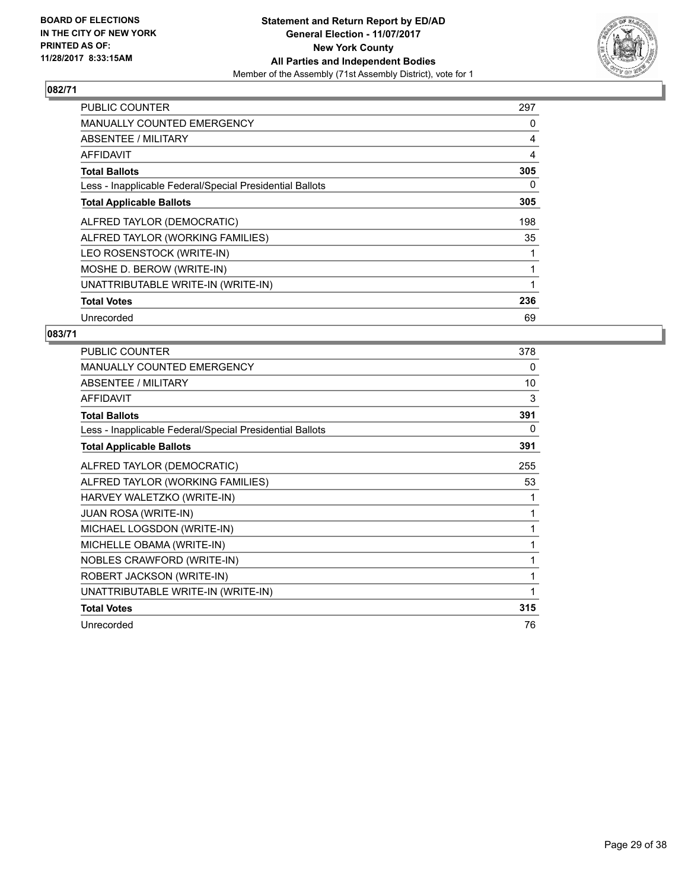**BOARD OF ELECTIONS IN THE CITY OF NEW YORK PRINTED AS OF: 11/28/2017 8:33:15AM**

**Statement and Return Report by ED/AD General Election - 11/07/2017 New York County All Parties and Independent Bodies**
Member of the Assembly (71st Assembly District), vote for 1

## 082/71

| | |
|---|---|
| PUBLIC COUNTER | 297 |
| MANUALLY COUNTED EMERGENCY | 0 |
| ABSENTEE / MILITARY | 4 |
| AFFIDAVIT | 4 |
| **Total Ballots** | **305** |
| Less - Inapplicable Federal/Special Presidential Ballots | 0 |
| **Total Applicable Ballots** | **305** |
| ALFRED TAYLOR (DEMOCRATIC) | 198 |
| ALFRED TAYLOR (WORKING FAMILIES) | 35 |
| LEO ROSENSTOCK (WRITE-IN) | 1 |
| MOSHE D. BEROW (WRITE-IN) | 1 |
| UNATTRIBUTABLE WRITE-IN (WRITE-IN) | 1 |
| **Total Votes** | **236** |
| Unrecorded | 69 |

## 083/71

| | |
|---|---|
| PUBLIC COUNTER | 378 |
| MANUALLY COUNTED EMERGENCY | 0 |
| ABSENTEE / MILITARY | 10 |
| AFFIDAVIT | 3 |
| **Total Ballots** | **391** |
| Less - Inapplicable Federal/Special Presidential Ballots | 0 |
| **Total Applicable Ballots** | **391** |
| ALFRED TAYLOR (DEMOCRATIC) | 255 |
| ALFRED TAYLOR (WORKING FAMILIES) | 53 |
| HARVEY WALETZKO (WRITE-IN) | 1 |
| JUAN ROSA (WRITE-IN) | 1 |
| MICHAEL LOGSDON (WRITE-IN) | 1 |
| MICHELLE OBAMA (WRITE-IN) | 1 |
| NOBLES CRAWFORD (WRITE-IN) | 1 |
| ROBERT JACKSON (WRITE-IN) | 1 |
| UNATTRIBUTABLE WRITE-IN (WRITE-IN) | 1 |
| **Total Votes** | **315** |
| Unrecorded | 76 |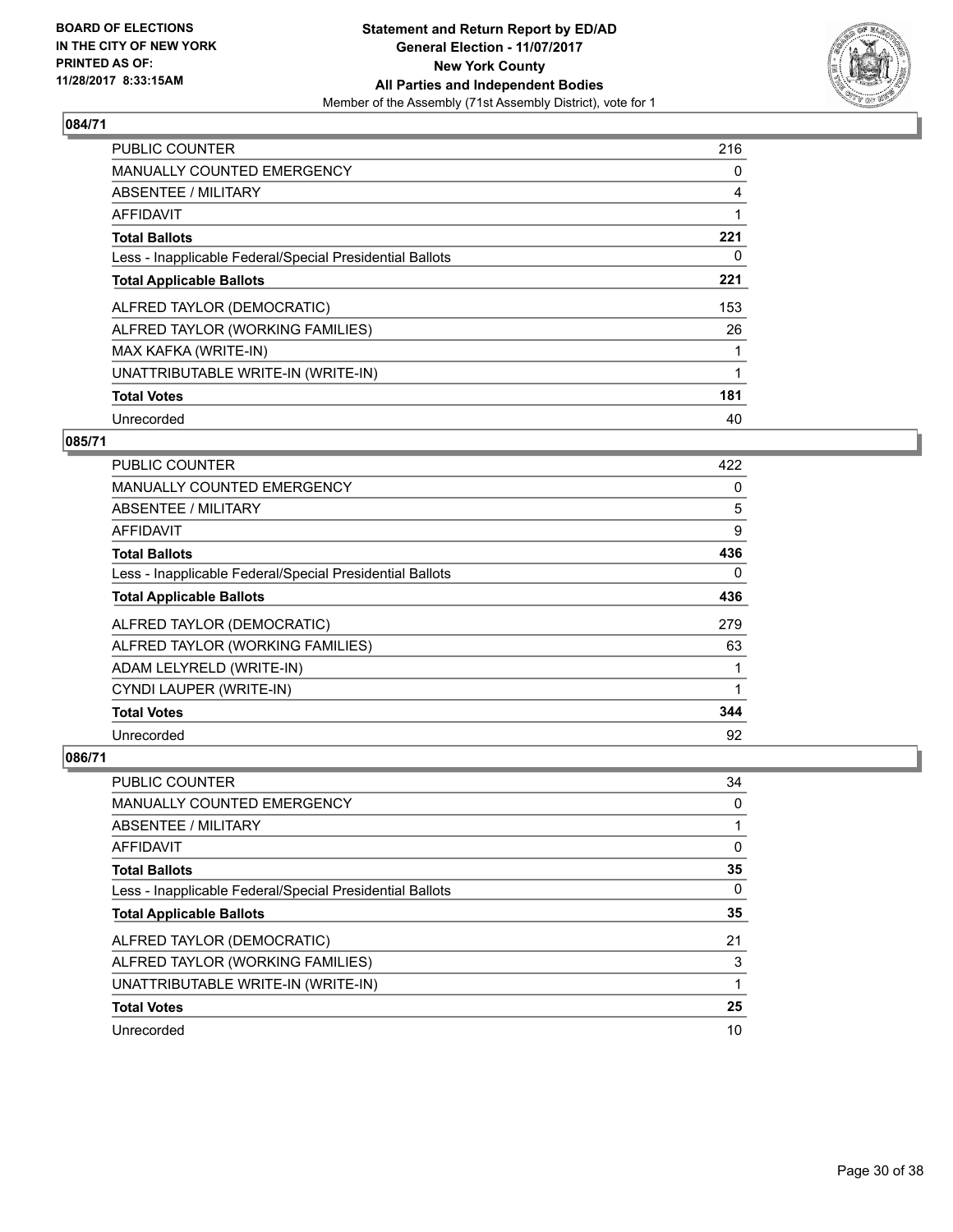BOARD OF ELECTIONS
IN THE CITY OF NEW YORK
PRINTED AS OF:
11/28/2017 8:33:15AM

**Statement and Return Report by ED/AD**
**General Election - 11/07/2017**
**New York County**
**All Parties and Independent Bodies**
Member of the Assembly (71st Assembly District), vote for 1

### 084/71

| | |
|---|---|
| PUBLIC COUNTER | 216 |
| MANUALLY COUNTED EMERGENCY | 0 |
| ABSENTEE / MILITARY | 4 |
| AFFIDAVIT | 1 |
| **Total Ballots** | **221** |
| Less - Inapplicable Federal/Special Presidential Ballots | 0 |
| **Total Applicable Ballots** | **221** |
| ALFRED TAYLOR (DEMOCRATIC) | 153 |
| ALFRED TAYLOR (WORKING FAMILIES) | 26 |
| MAX KAFKA (WRITE-IN) | 1 |
| UNATTRIBUTABLE WRITE-IN (WRITE-IN) | 1 |
| **Total Votes** | **181** |
| Unrecorded | 40 |

### 085/71

| | |
|---|---|
| PUBLIC COUNTER | 422 |
| MANUALLY COUNTED EMERGENCY | 0 |
| ABSENTEE / MILITARY | 5 |
| AFFIDAVIT | 9 |
| **Total Ballots** | **436** |
| Less - Inapplicable Federal/Special Presidential Ballots | 0 |
| **Total Applicable Ballots** | **436** |
| ALFRED TAYLOR (DEMOCRATIC) | 279 |
| ALFRED TAYLOR (WORKING FAMILIES) | 63 |
| ADAM LELYRELD (WRITE-IN) | 1 |
| CYNDI LAUPER (WRITE-IN) | 1 |
| **Total Votes** | **344** |
| Unrecorded | 92 |

### 086/71

| | |
|---|---|
| PUBLIC COUNTER | 34 |
| MANUALLY COUNTED EMERGENCY | 0 |
| ABSENTEE / MILITARY | 1 |
| AFFIDAVIT | 0 |
| **Total Ballots** | **35** |
| Less - Inapplicable Federal/Special Presidential Ballots | 0 |
| **Total Applicable Ballots** | **35** |
| ALFRED TAYLOR (DEMOCRATIC) | 21 |
| ALFRED TAYLOR (WORKING FAMILIES) | 3 |
| UNATTRIBUTABLE WRITE-IN (WRITE-IN) | 1 |
| **Total Votes** | **25** |
| Unrecorded | 10 |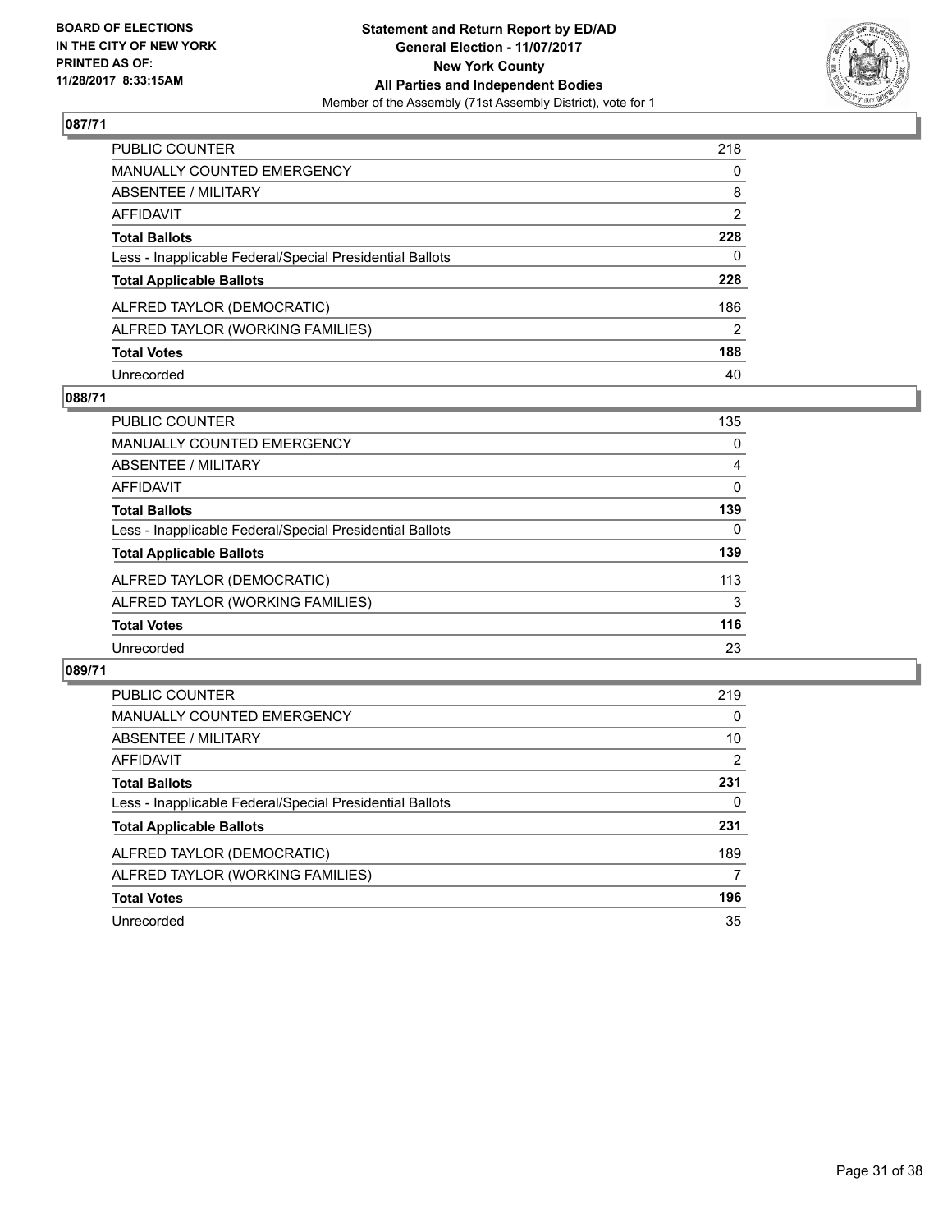**BOARD OF ELECTIONS IN THE CITY OF NEW YORK PRINTED AS OF: 11/28/2017 8:33:15AM**

**Statement and Return Report by ED/AD General Election - 11/07/2017 New York County All Parties and Independent Bodies**
Member of the Assembly (71st Assembly District), vote for 1

## 087/71

| | |
|---|---|
| PUBLIC COUNTER | 218 |
| MANUALLY COUNTED EMERGENCY | 0 |
| ABSENTEE / MILITARY | 8 |
| AFFIDAVIT | 2 |
| **Total Ballots** | **228** |
| Less - Inapplicable Federal/Special Presidential Ballots | 0 |
| **Total Applicable Ballots** | **228** |
| ALFRED TAYLOR (DEMOCRATIC) | 186 |
| ALFRED TAYLOR (WORKING FAMILIES) | 2 |
| **Total Votes** | **188** |
| Unrecorded | 40 |

## 088/71

| | |
|---|---|
| PUBLIC COUNTER | 135 |
| MANUALLY COUNTED EMERGENCY | 0 |
| ABSENTEE / MILITARY | 4 |
| AFFIDAVIT | 0 |
| **Total Ballots** | **139** |
| Less - Inapplicable Federal/Special Presidential Ballots | 0 |
| **Total Applicable Ballots** | **139** |
| ALFRED TAYLOR (DEMOCRATIC) | 113 |
| ALFRED TAYLOR (WORKING FAMILIES) | 3 |
| **Total Votes** | **116** |
| Unrecorded | 23 |

## 089/71

| | |
|---|---|
| PUBLIC COUNTER | 219 |
| MANUALLY COUNTED EMERGENCY | 0 |
| ABSENTEE / MILITARY | 10 |
| AFFIDAVIT | 2 |
| **Total Ballots** | **231** |
| Less - Inapplicable Federal/Special Presidential Ballots | 0 |
| **Total Applicable Ballots** | **231** |
| ALFRED TAYLOR (DEMOCRATIC) | 189 |
| ALFRED TAYLOR (WORKING FAMILIES) | 7 |
| **Total Votes** | **196** |
| Unrecorded | 35 |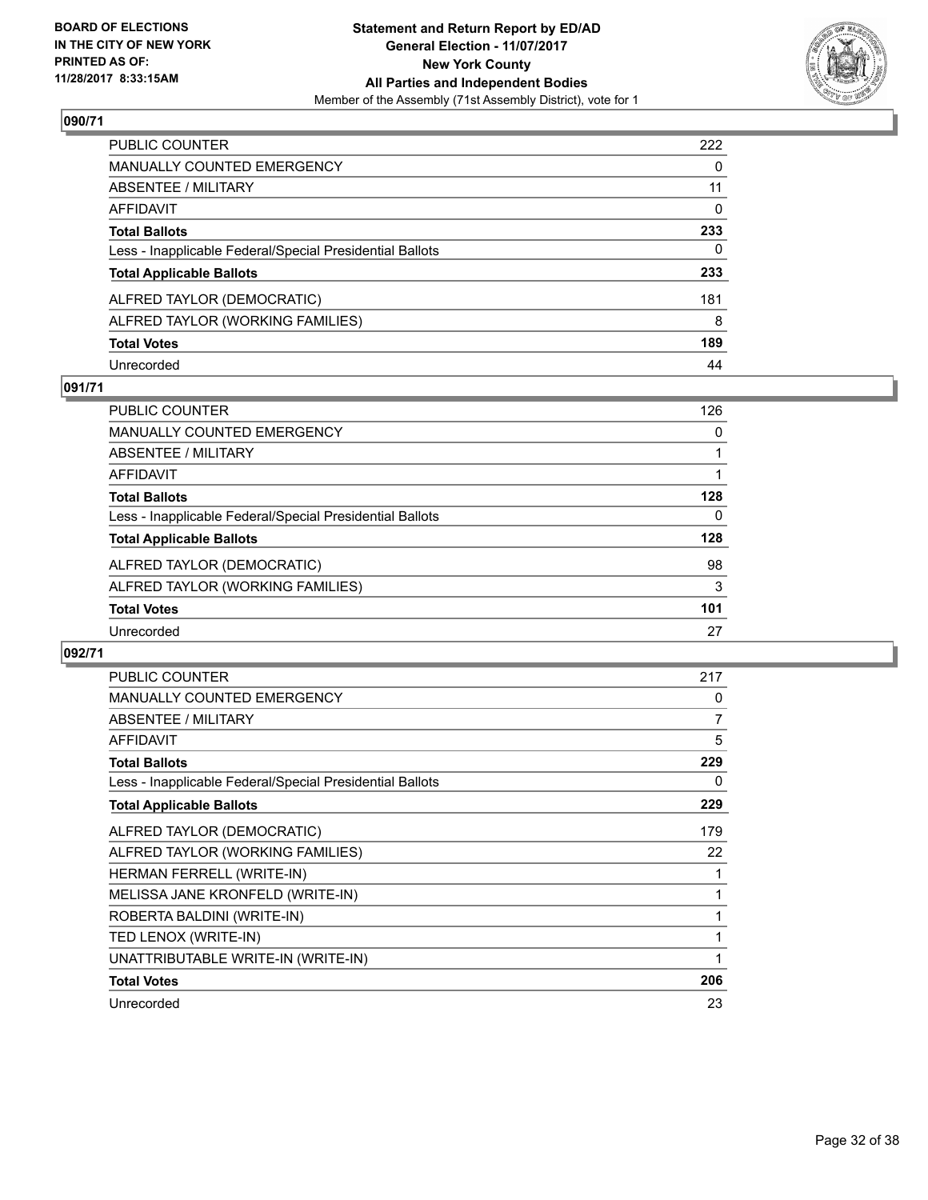**BOARD OF ELECTIONS IN THE CITY OF NEW YORK PRINTED AS OF: 11/28/2017 8:33:15AM**

**Statement and Return Report by ED/AD**
**General Election - 11/07/2017**
**New York County**
**All Parties and Independent Bodies**
Member of the Assembly (71st Assembly District), vote for 1

### 090/71

| | |
|---|---|
| PUBLIC COUNTER | 222 |
| MANUALLY COUNTED EMERGENCY | 0 |
| ABSENTEE / MILITARY | 11 |
| AFFIDAVIT | 0 |
| **Total Ballots** | **233** |
| Less - Inapplicable Federal/Special Presidential Ballots | 0 |
| **Total Applicable Ballots** | **233** |
| ALFRED TAYLOR (DEMOCRATIC) | 181 |
| ALFRED TAYLOR (WORKING FAMILIES) | 8 |
| **Total Votes** | **189** |
| Unrecorded | 44 |

### 091/71

| | |
|---|---|
| PUBLIC COUNTER | 126 |
| MANUALLY COUNTED EMERGENCY | 0 |
| ABSENTEE / MILITARY | 1 |
| AFFIDAVIT | 1 |
| **Total Ballots** | **128** |
| Less - Inapplicable Federal/Special Presidential Ballots | 0 |
| **Total Applicable Ballots** | **128** |
| ALFRED TAYLOR (DEMOCRATIC) | 98 |
| ALFRED TAYLOR (WORKING FAMILIES) | 3 |
| **Total Votes** | **101** |
| Unrecorded | 27 |

### 092/71

| | |
|---|---|
| PUBLIC COUNTER | 217 |
| MANUALLY COUNTED EMERGENCY | 0 |
| ABSENTEE / MILITARY | 7 |
| AFFIDAVIT | 5 |
| **Total Ballots** | **229** |
| Less - Inapplicable Federal/Special Presidential Ballots | 0 |
| **Total Applicable Ballots** | **229** |
| ALFRED TAYLOR (DEMOCRATIC) | 179 |
| ALFRED TAYLOR (WORKING FAMILIES) | 22 |
| HERMAN FERRELL (WRITE-IN) | 1 |
| MELISSA JANE KRONFELD (WRITE-IN) | 1 |
| ROBERTA BALDINI (WRITE-IN) | 1 |
| TED LENOX (WRITE-IN) | 1 |
| UNATTRIBUTABLE WRITE-IN (WRITE-IN) | 1 |
| **Total Votes** | **206** |
| Unrecorded | 23 |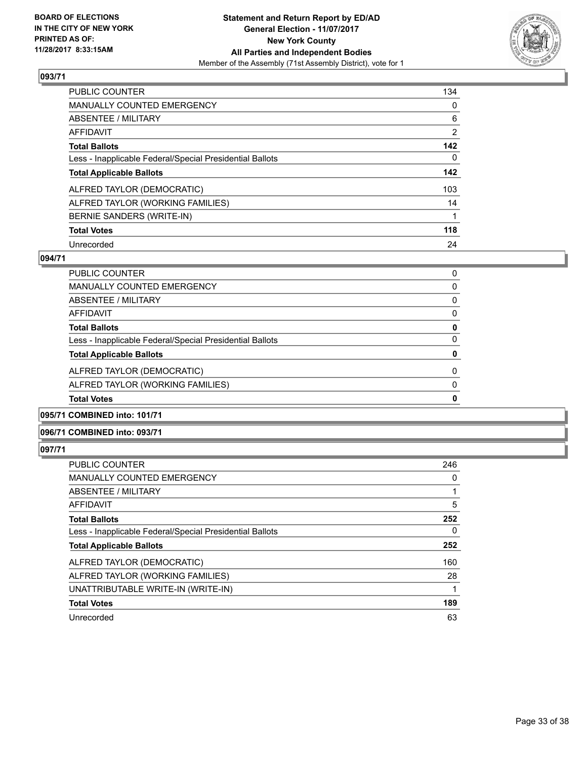BOARD OF ELECTIONS
IN THE CITY OF NEW YORK
PRINTED AS OF:
11/28/2017 8:33:15AM

**Statement and Return Report by ED/AD**
**General Election - 11/07/2017**
**New York County**
**All Parties and Independent Bodies**
Member of the Assembly (71st Assembly District), vote for 1

### 093/71

| | |
|---|---|
| PUBLIC COUNTER | 134 |
| MANUALLY COUNTED EMERGENCY | 0 |
| ABSENTEE / MILITARY | 6 |
| AFFIDAVIT | 2 |
| **Total Ballots** | **142** |
| Less - Inapplicable Federal/Special Presidential Ballots | 0 |
| **Total Applicable Ballots** | **142** |
| ALFRED TAYLOR (DEMOCRATIC) | 103 |
| ALFRED TAYLOR (WORKING FAMILIES) | 14 |
| BERNIE SANDERS (WRITE-IN) | 1 |
| **Total Votes** | **118** |
| Unrecorded | 24 |

### 094/71

| | |
|---|---|
| PUBLIC COUNTER | 0 |
| MANUALLY COUNTED EMERGENCY | 0 |
| ABSENTEE / MILITARY | 0 |
| AFFIDAVIT | 0 |
| **Total Ballots** | **0** |
| Less - Inapplicable Federal/Special Presidential Ballots | 0 |
| **Total Applicable Ballots** | **0** |
| ALFRED TAYLOR (DEMOCRATIC) | 0 |
| ALFRED TAYLOR (WORKING FAMILIES) | 0 |
| **Total Votes** | **0** |

### 095/71 COMBINED into: 101/71

### 096/71 COMBINED into: 093/71

### 097/71

| | |
|---|---|
| PUBLIC COUNTER | 246 |
| MANUALLY COUNTED EMERGENCY | 0 |
| ABSENTEE / MILITARY | 1 |
| AFFIDAVIT | 5 |
| **Total Ballots** | **252** |
| Less - Inapplicable Federal/Special Presidential Ballots | 0 |
| **Total Applicable Ballots** | **252** |
| ALFRED TAYLOR (DEMOCRATIC) | 160 |
| ALFRED TAYLOR (WORKING FAMILIES) | 28 |
| UNATTRIBUTABLE WRITE-IN (WRITE-IN) | 1 |
| **Total Votes** | **189** |
| Unrecorded | 63 |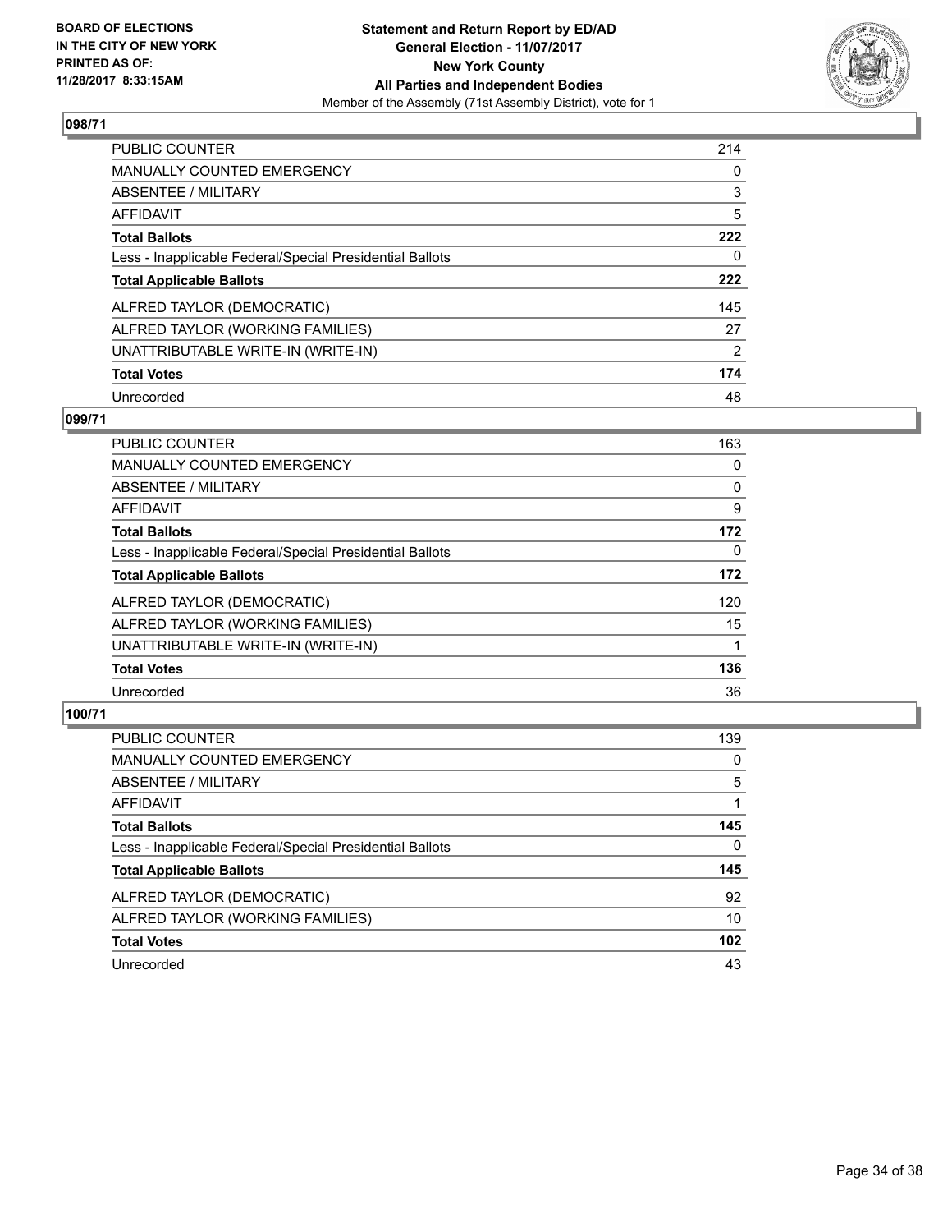**BOARD OF ELECTIONS IN THE CITY OF NEW YORK PRINTED AS OF: 11/28/2017 8:33:15AM**

**Statement and Return Report by ED/AD**
**General Election - 11/07/2017**
**New York County**
**All Parties and Independent Bodies**
Member of the Assembly (71st Assembly District), vote for 1

## 098/71

| | |
|---|---|
| PUBLIC COUNTER | 214 |
| MANUALLY COUNTED EMERGENCY | 0 |
| ABSENTEE / MILITARY | 3 |
| AFFIDAVIT | 5 |
| **Total Ballots** | **222** |
| Less - Inapplicable Federal/Special Presidential Ballots | 0 |
| **Total Applicable Ballots** | **222** |
| ALFRED TAYLOR (DEMOCRATIC) | 145 |
| ALFRED TAYLOR (WORKING FAMILIES) | 27 |
| UNATTRIBUTABLE WRITE-IN (WRITE-IN) | 2 |
| **Total Votes** | **174** |
| Unrecorded | 48 |

## 099/71

| | |
|---|---|
| PUBLIC COUNTER | 163 |
| MANUALLY COUNTED EMERGENCY | 0 |
| ABSENTEE / MILITARY | 0 |
| AFFIDAVIT | 9 |
| **Total Ballots** | **172** |
| Less - Inapplicable Federal/Special Presidential Ballots | 0 |
| **Total Applicable Ballots** | **172** |
| ALFRED TAYLOR (DEMOCRATIC) | 120 |
| ALFRED TAYLOR (WORKING FAMILIES) | 15 |
| UNATTRIBUTABLE WRITE-IN (WRITE-IN) | 1 |
| **Total Votes** | **136** |
| Unrecorded | 36 |

## 100/71

| | |
|---|---|
| PUBLIC COUNTER | 139 |
| MANUALLY COUNTED EMERGENCY | 0 |
| ABSENTEE / MILITARY | 5 |
| AFFIDAVIT | 1 |
| **Total Ballots** | **145** |
| Less - Inapplicable Federal/Special Presidential Ballots | 0 |
| **Total Applicable Ballots** | **145** |
| ALFRED TAYLOR (DEMOCRATIC) | 92 |
| ALFRED TAYLOR (WORKING FAMILIES) | 10 |
| **Total Votes** | **102** |
| Unrecorded | 43 |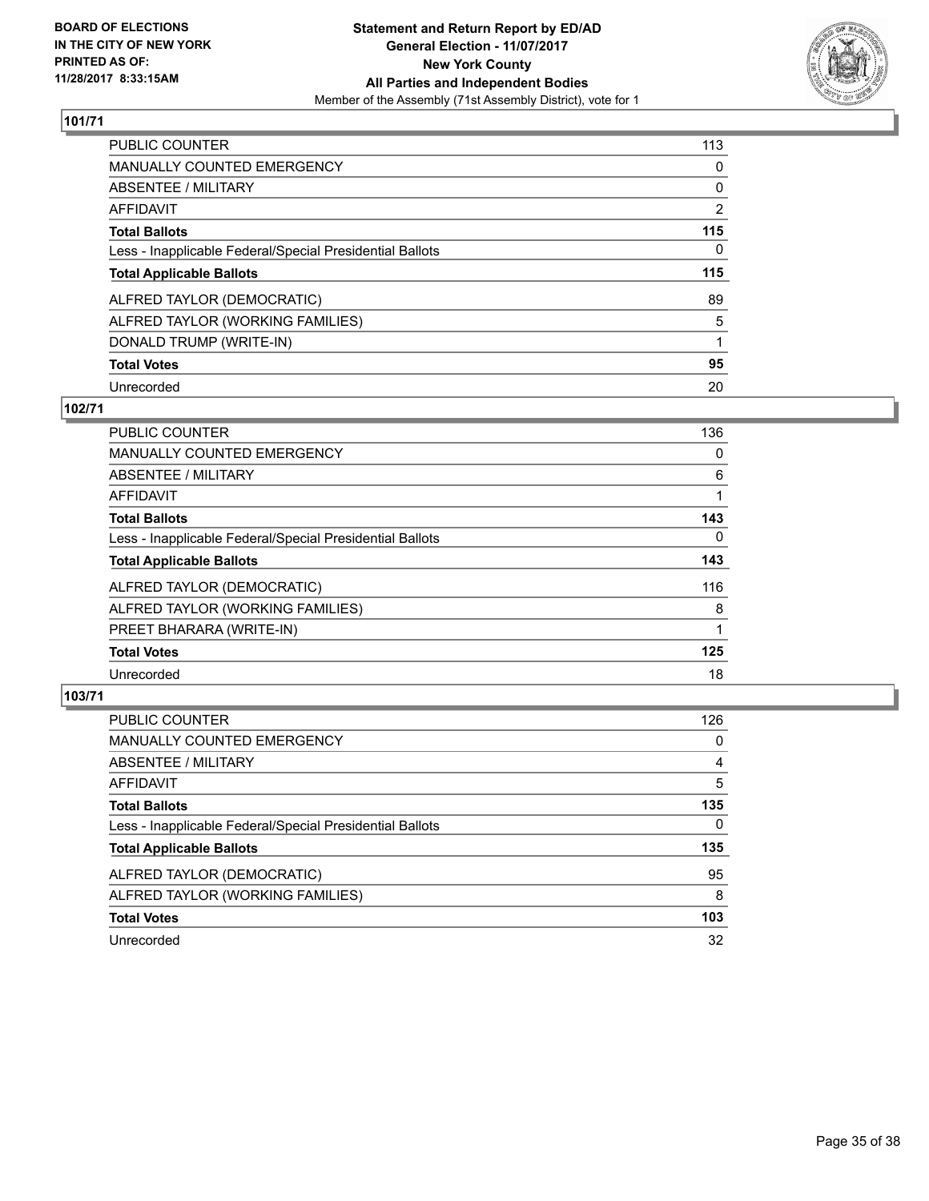**BOARD OF ELECTIONS IN THE CITY OF NEW YORK PRINTED AS OF: 11/28/2017 8:33:15AM**

# Statement and Return Report by ED/AD
## General Election - 11/07/2017
## New York County
## All Parties and Independent Bodies
Member of the Assembly (71st Assembly District), vote for 1

### 101/71

| | |
|---|---|
| PUBLIC COUNTER | 113 |
| MANUALLY COUNTED EMERGENCY | 0 |
| ABSENTEE / MILITARY | 0 |
| AFFIDAVIT | 2 |
| **Total Ballots** | **115** |
| Less - Inapplicable Federal/Special Presidential Ballots | 0 |
| **Total Applicable Ballots** | **115** |
| ALFRED TAYLOR (DEMOCRATIC) | 89 |
| ALFRED TAYLOR (WORKING FAMILIES) | 5 |
| DONALD TRUMP (WRITE-IN) | 1 |
| **Total Votes** | **95** |
| Unrecorded | 20 |

### 102/71

| | |
|---|---|
| PUBLIC COUNTER | 136 |
| MANUALLY COUNTED EMERGENCY | 0 |
| ABSENTEE / MILITARY | 6 |
| AFFIDAVIT | 1 |
| **Total Ballots** | **143** |
| Less - Inapplicable Federal/Special Presidential Ballots | 0 |
| **Total Applicable Ballots** | **143** |
| ALFRED TAYLOR (DEMOCRATIC) | 116 |
| ALFRED TAYLOR (WORKING FAMILIES) | 8 |
| PREET BHARARA (WRITE-IN) | 1 |
| **Total Votes** | **125** |
| Unrecorded | 18 |

### 103/71

| | |
|---|---|
| PUBLIC COUNTER | 126 |
| MANUALLY COUNTED EMERGENCY | 0 |
| ABSENTEE / MILITARY | 4 |
| AFFIDAVIT | 5 |
| **Total Ballots** | **135** |
| Less - Inapplicable Federal/Special Presidential Ballots | 0 |
| **Total Applicable Ballots** | **135** |
| ALFRED TAYLOR (DEMOCRATIC) | 95 |
| ALFRED TAYLOR (WORKING FAMILIES) | 8 |
| **Total Votes** | **103** |
| Unrecorded | 32 |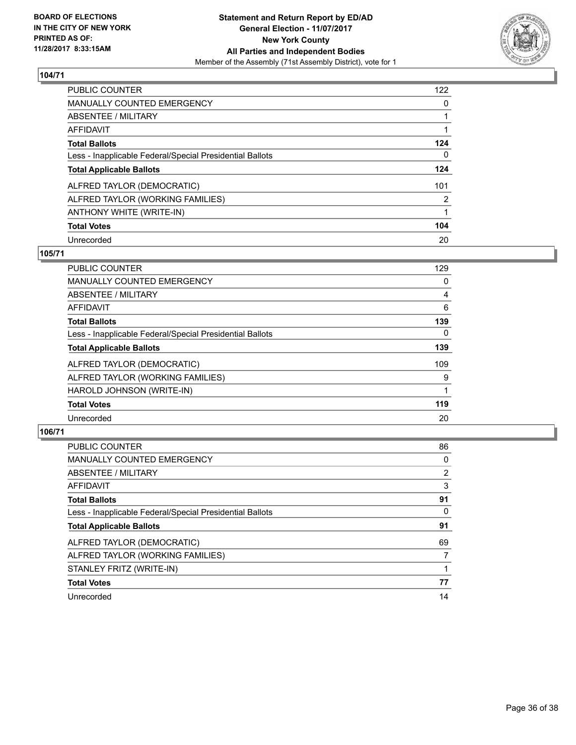**BOARD OF ELECTIONS IN THE CITY OF NEW YORK PRINTED AS OF: 11/28/2017 8:33:15AM**

**Statement and Return Report by ED/AD**
**General Election - 11/07/2017**
**New York County**
**All Parties and Independent Bodies**
Member of the Assembly (71st Assembly District), vote for 1

## 104/71

| | |
|---|---|
| PUBLIC COUNTER | 122 |
| MANUALLY COUNTED EMERGENCY | 0 |
| ABSENTEE / MILITARY | 1 |
| AFFIDAVIT | 1 |
| **Total Ballots** | **124** |
| Less - Inapplicable Federal/Special Presidential Ballots | 0 |
| **Total Applicable Ballots** | **124** |
| ALFRED TAYLOR (DEMOCRATIC) | 101 |
| ALFRED TAYLOR (WORKING FAMILIES) | 2 |
| ANTHONY WHITE (WRITE-IN) | 1 |
| **Total Votes** | **104** |
| Unrecorded | 20 |

## 105/71

| | |
|---|---|
| PUBLIC COUNTER | 129 |
| MANUALLY COUNTED EMERGENCY | 0 |
| ABSENTEE / MILITARY | 4 |
| AFFIDAVIT | 6 |
| **Total Ballots** | **139** |
| Less - Inapplicable Federal/Special Presidential Ballots | 0 |
| **Total Applicable Ballots** | **139** |
| ALFRED TAYLOR (DEMOCRATIC) | 109 |
| ALFRED TAYLOR (WORKING FAMILIES) | 9 |
| HAROLD JOHNSON (WRITE-IN) | 1 |
| **Total Votes** | **119** |
| Unrecorded | 20 |

## 106/71

| | |
|---|---|
| PUBLIC COUNTER | 86 |
| MANUALLY COUNTED EMERGENCY | 0 |
| ABSENTEE / MILITARY | 2 |
| AFFIDAVIT | 3 |
| **Total Ballots** | **91** |
| Less - Inapplicable Federal/Special Presidential Ballots | 0 |
| **Total Applicable Ballots** | **91** |
| ALFRED TAYLOR (DEMOCRATIC) | 69 |
| ALFRED TAYLOR (WORKING FAMILIES) | 7 |
| STANLEY FRITZ (WRITE-IN) | 1 |
| **Total Votes** | **77** |
| Unrecorded | 14 |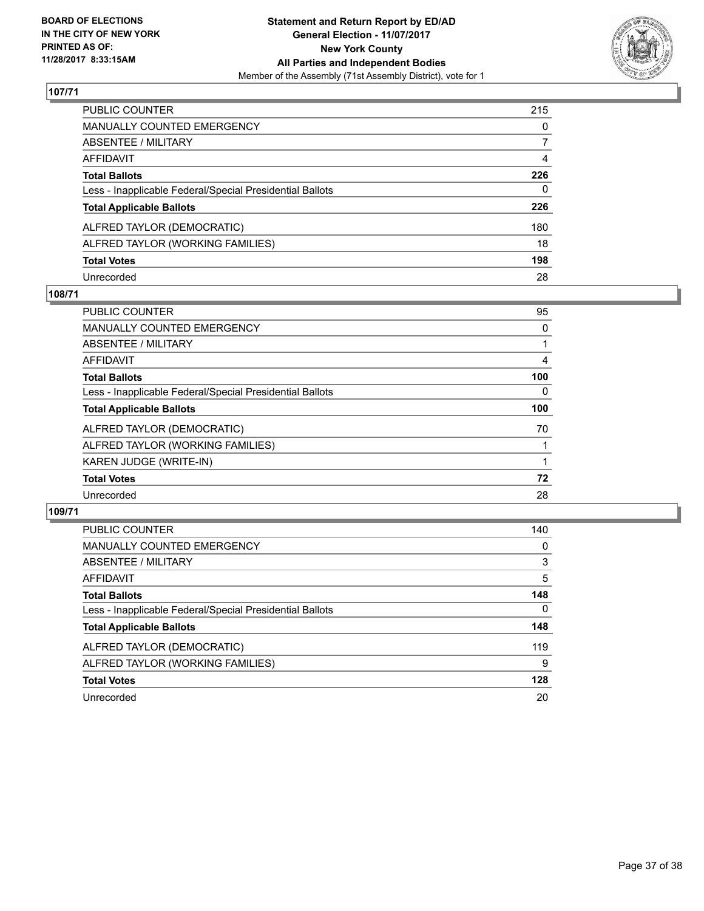BOARD OF ELECTIONS
IN THE CITY OF NEW YORK
PRINTED AS OF:
11/28/2017 8:33:15AM

**Statement and Return Report by ED/AD**
**General Election - 11/07/2017**
**New York County**
**All Parties and Independent Bodies**
Member of the Assembly (71st Assembly District), vote for 1

## 107/71

| | |
|---|---|
| PUBLIC COUNTER | 215 |
| MANUALLY COUNTED EMERGENCY | 0 |
| ABSENTEE / MILITARY | 7 |
| AFFIDAVIT | 4 |
| **Total Ballots** | **226** |
| Less - Inapplicable Federal/Special Presidential Ballots | 0 |
| **Total Applicable Ballots** | **226** |
| ALFRED TAYLOR (DEMOCRATIC) | 180 |
| ALFRED TAYLOR (WORKING FAMILIES) | 18 |
| **Total Votes** | **198** |
| Unrecorded | 28 |

## 108/71

| | |
|---|---|
| PUBLIC COUNTER | 95 |
| MANUALLY COUNTED EMERGENCY | 0 |
| ABSENTEE / MILITARY | 1 |
| AFFIDAVIT | 4 |
| **Total Ballots** | **100** |
| Less - Inapplicable Federal/Special Presidential Ballots | 0 |
| **Total Applicable Ballots** | **100** |
| ALFRED TAYLOR (DEMOCRATIC) | 70 |
| ALFRED TAYLOR (WORKING FAMILIES) | 1 |
| KAREN JUDGE (WRITE-IN) | 1 |
| **Total Votes** | **72** |
| Unrecorded | 28 |

## 109/71

| | |
|---|---|
| PUBLIC COUNTER | 140 |
| MANUALLY COUNTED EMERGENCY | 0 |
| ABSENTEE / MILITARY | 3 |
| AFFIDAVIT | 5 |
| **Total Ballots** | **148** |
| Less - Inapplicable Federal/Special Presidential Ballots | 0 |
| **Total Applicable Ballots** | **148** |
| ALFRED TAYLOR (DEMOCRATIC) | 119 |
| ALFRED TAYLOR (WORKING FAMILIES) | 9 |
| **Total Votes** | **128** |
| Unrecorded | 20 |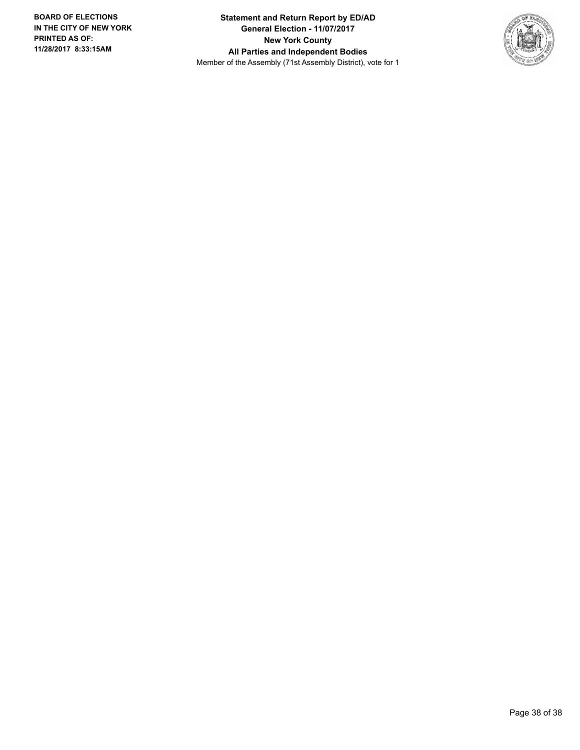**BOARD OF ELECTIONS**
**IN THE CITY OF NEW YORK**
**PRINTED AS OF:**
**11/28/2017 8:33:15AM**

**Statement and Return Report by ED/AD**
**General Election - 11/07/2017**
**New York County**
**All Parties and Independent Bodies**
Member of the Assembly (71st Assembly District), vote for 1